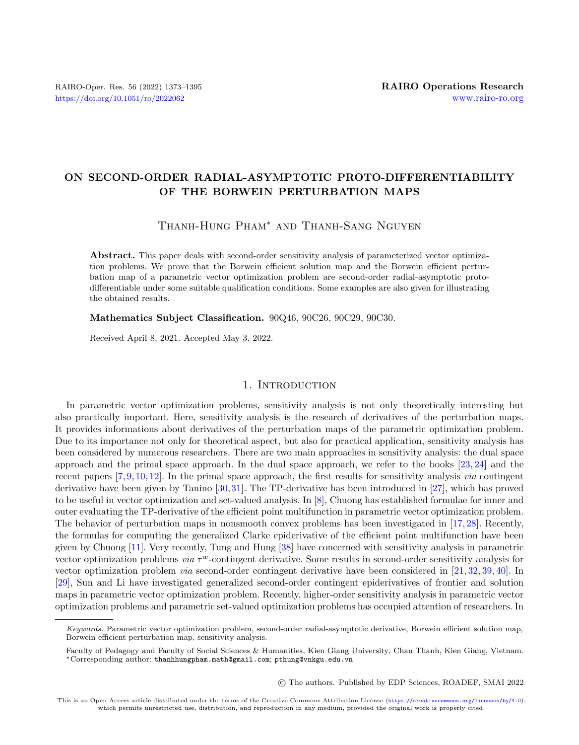# ON SECOND-ORDER RADIAL-ASYMPTOTIC PROTO-DIFFERENTIABILITY OF THE BORWEIN PERTURBATION MAPS

Thanh-Hung Pham* and Thanh-Sang Nguyen

**Abstract.** This paper deals with second-order sensitivity analysis of parameterized vector optimization problems. We prove that the Borwein efficient solution map and the Borwein efficient perturbation map of a parametric vector optimization problem are second-order radial-asymptotic proto-differentiable under some suitable qualification conditions. Some examples are also given for illustrating the obtained results.

**Mathematics Subject Classification.** 90Q46, 90C26, 90C29, 90C30.

Received April 8, 2021. Accepted May 3, 2022.

## 1. Introduction

In parametric vector optimization problems, sensitivity analysis is not only theoretically interesting but also practically important. Here, sensitivity analysis is the research of derivatives of the perturbation maps. It provides informations about derivatives of the perturbation maps of the parametric optimization problem. Due to its importance not only for theoretical aspect, but also for practical application, sensitivity analysis has been considered by numerous researchers. There are two main approaches in sensitivity analysis: the dual space approach and the primal space approach. In the dual space approach, we refer to the books [23, 24] and the recent papers [7, 9, 10, 12]. In the primal space approach, the first results for sensitivity analysis *via* contingent derivative have been given by Tanino [30, 31]. The TP-derivative has been introduced in [27], which has proved to be useful in vector optimization and set-valued analysis. In [8], Chuong has established formulae for inner and outer evaluating the TP-derivative of the efficient point multifunction in parametric vector optimization problem. The behavior of perturbation maps in nonsmooth convex problems has been investigated in [17, 28]. Recently, the formulas for computing the generalized Clarke epiderivative of the efficient point multifunction have been given by Chuong [11]. Very recently, Tung and Hung [38] have concerned with sensitivity analysis in parametric vector optimization problems *via* $\tau^w$-contingent derivative. Some results in second-order sensitivity analysis for vector optimization problem *via* second-order contingent derivative have been considered in [21, 32, 39, 40]. In [29], Sun and Li have investigated generalized second-order contingent epiderivatives of frontier and solution maps in parametric vector optimization problem. Recently, higher-order sensitivity analysis in parametric vector optimization problems and parametric set-valued optimization problems has occupied attention of researchers. In

*Keywords.* Parametric vector optimization problem, second-order radial-asymptotic derivative, Borwein efficient solution map, Borwein efficient perturbation map, sensitivity analysis.

Faculty of Pedagogy and Faculty of Social Sciences & Humanities, Kien Giang University, Chau Thanh, Kien Giang, Vietnam.
*Corresponding author: thanhhungpham.math@gmail.com; pthung@vnkgu.edu.vn

© The authors. Published by EDP Sciences, ROADEF, SMAI 2022

This is an Open Access article distributed under the terms of the Creative Commons Attribution License (https://creativecommons.org/licenses/by/4.0), which permits unrestricted use, distribution, and reproduction in any medium, provided the original work is properly cited.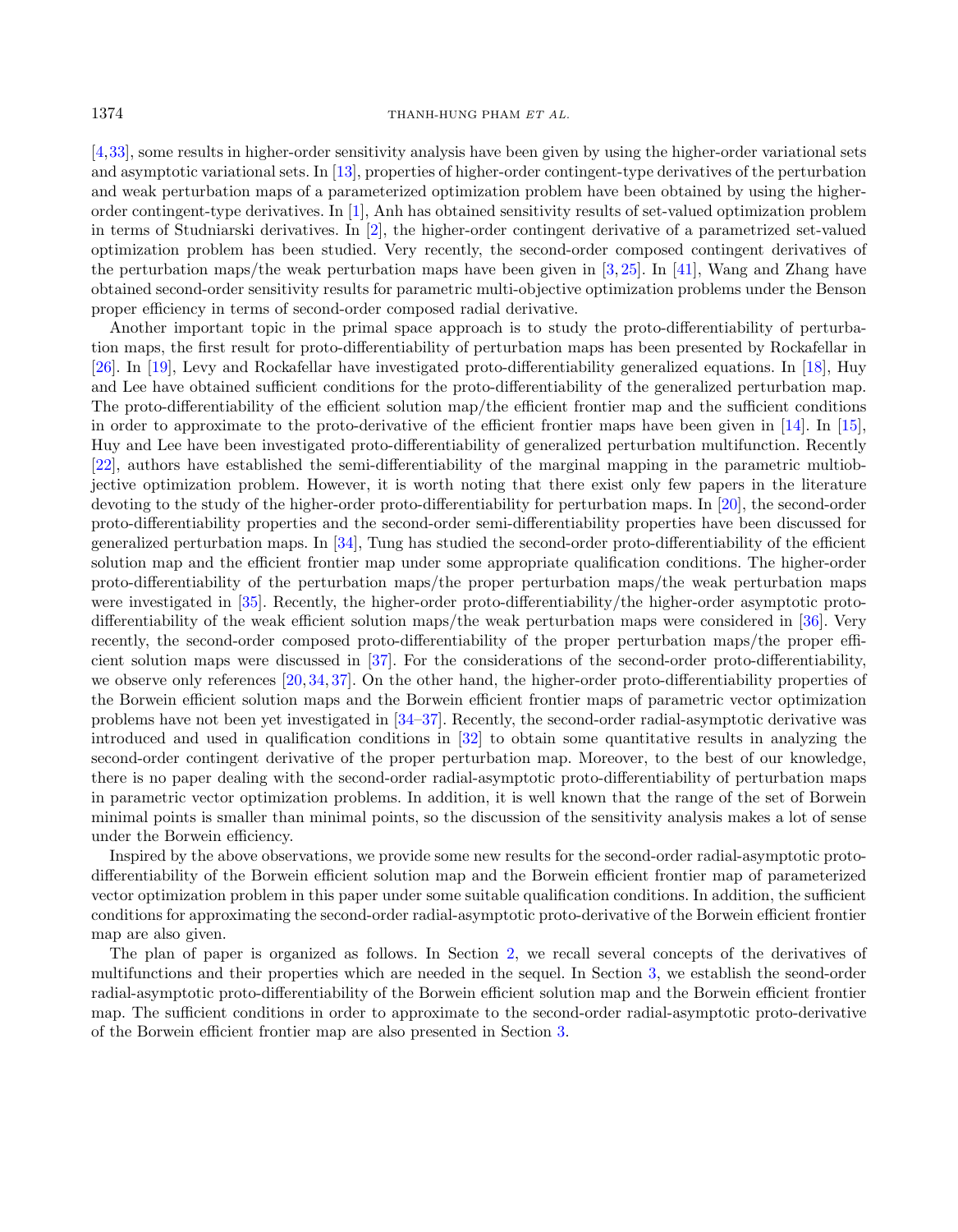[4,33], some results in higher-order sensitivity analysis have been given by using the higher-order variational sets and asymptotic variational sets. In [13], properties of higher-order contingent-type derivatives of the perturbation and weak perturbation maps of a parameterized optimization problem have been obtained by using the higher-order contingent-type derivatives. In [1], Anh has obtained sensitivity results of set-valued optimization problem in terms of Studniarski derivatives. In [2], the higher-order contingent derivative of a parametrized set-valued optimization problem has been studied. Very recently, the second-order composed contingent derivatives of the perturbation maps/the weak perturbation maps have been given in [3, 25]. In [41], Wang and Zhang have obtained second-order sensitivity results for parametric multi-objective optimization problems under the Benson proper efficiency in terms of second-order composed radial derivative.

Another important topic in the primal space approach is to study the proto-differentiability of perturbation maps, the first result for proto-differentiability of perturbation maps has been presented by Rockafellar in [26]. In [19], Levy and Rockafellar have investigated proto-differentiability generalized equations. In [18], Huy and Lee have obtained sufficient conditions for the proto-differentiability of the generalized perturbation map. The proto-differentiability of the efficient solution map/the efficient frontier map and the sufficient conditions in order to approximate to the proto-derivative of the efficient frontier maps have been given in [14]. In [15], Huy and Lee have been investigated proto-differentiability of generalized perturbation multifunction. Recently [22], authors have established the semi-differentiability of the marginal mapping in the parametric multiobjective optimization problem. However, it is worth noting that there exist only few papers in the literature devoting to the study of the higher-order proto-differentiability for perturbation maps. In [20], the second-order proto-differentiability properties and the second-order semi-differentiability properties have been discussed for generalized perturbation maps. In [34], Tung has studied the second-order proto-differentiability of the efficient solution map and the efficient frontier map under some appropriate qualification conditions. The higher-order proto-differentiability of the perturbation maps/the proper perturbation maps/the weak perturbation maps were investigated in [35]. Recently, the higher-order proto-differentiability/the higher-order asymptotic proto-differentiability of the weak efficient solution maps/the weak perturbation maps were considered in [36]. Very recently, the second-order composed proto-differentiability of the proper perturbation maps/the proper efficient solution maps were discussed in [37]. For the considerations of the second-order proto-differentiability, we observe only references [20, 34, 37]. On the other hand, the higher-order proto-differentiability properties of the Borwein efficient solution maps and the Borwein efficient frontier maps of parametric vector optimization problems have not been yet investigated in [34–37]. Recently, the second-order radial-asymptotic derivative was introduced and used in qualification conditions in [32] to obtain some quantitative results in analyzing the second-order contingent derivative of the proper perturbation map. Moreover, to the best of our knowledge, there is no paper dealing with the second-order radial-asymptotic proto-differentiability of perturbation maps in parametric vector optimization problems. In addition, it is well known that the range of the set of Borwein minimal points is smaller than minimal points, so the discussion of the sensitivity analysis makes a lot of sense under the Borwein efficiency.

Inspired by the above observations, we provide some new results for the second-order radial-asymptotic proto-differentiability of the Borwein efficient solution map and the Borwein efficient frontier map of parameterized vector optimization problem in this paper under some suitable qualification conditions. In addition, the sufficient conditions for approximating the second-order radial-asymptotic proto-derivative of the Borwein efficient frontier map are also given.

The plan of paper is organized as follows. In Section 2, we recall several concepts of the derivatives of multifunctions and their properties which are needed in the sequel. In Section 3, we establish the seond-order radial-asymptotic proto-differentiability of the Borwein efficient solution map and the Borwein efficient frontier map. The sufficient conditions in order to approximate to the second-order radial-asymptotic proto-derivative of the Borwein efficient frontier map are also presented in Section 3.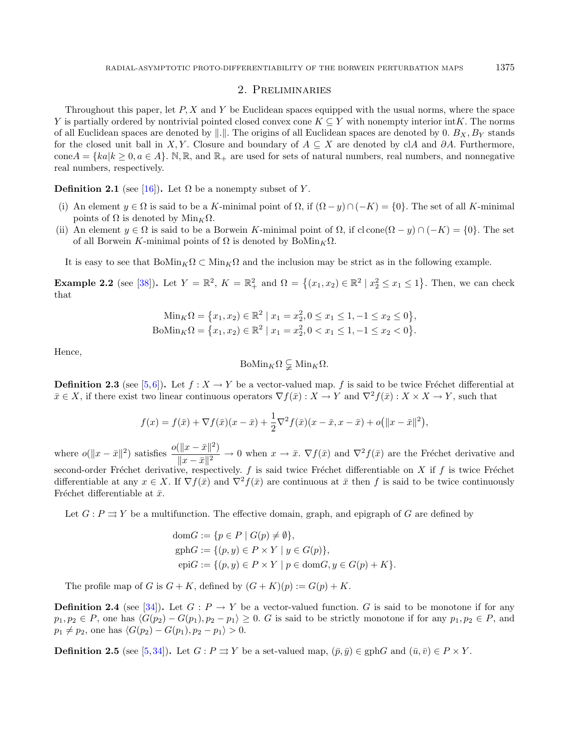## 2. Preliminaries

Throughout this paper, let $P, X$ and $Y$ be Euclidean spaces equipped with the usual norms, where the space $Y$ is partially ordered by nontrivial pointed closed convex cone $K \subseteq Y$ with nonempty interior int$K$. The norms of all Euclidean spaces are denoted by $\|.\|$. The origins of all Euclidean spaces are denoted by 0. $B_X, B_Y$ stands for the closed unit ball in $X, Y$. Closure and boundary of $A \subseteq X$ are denoted by cl$A$ and $\partial A$. Furthermore, cone$A = \{ka | k \geq 0, a \in A\}$. $\mathbb{N}, \mathbb{R}$, and $\mathbb{R}_+$ are used for sets of natural numbers, real numbers, and nonnegative real numbers, respectively.

**Definition 2.1** (see [16]). Let $\Omega$ be a nonempty subset of $Y$.

- (i) An element $y \in \Omega$ is said to be a $K$-minimal point of $\Omega$, if $(\Omega - y) \cap (-K) = \{0\}$. The set of all $K$-minimal points of $\Omega$ is denoted by $\mathrm{Min}_K\Omega$.
- (ii) An element $y \in \Omega$ is said to be a Borwein $K$-minimal point of $\Omega$, if $\mathrm{cl\,cone}(\Omega - y) \cap (-K) = \{0\}$. The set of all Borwein $K$-minimal points of $\Omega$ is denoted by $\mathrm{BoMin}_K\Omega$.

It is easy to see that $\mathrm{BoMin}_K\Omega \subset \mathrm{Min}_K\Omega$ and the inclusion may be strict as in the following example.

**Example 2.2** (see [38]). Let $Y = \mathbb{R}^2$, $K = \mathbb{R}^2_+$ and $\Omega = \{(x_1, x_2) \in \mathbb{R}^2 \mid x_2^2 \leq x_1 \leq 1\}$. Then, we can check that

$$\mathrm{Min}_K\Omega = \{x_1, x_2) \in \mathbb{R}^2 \mid x_1 = x_2^2, 0 \leq x_1 \leq 1, -1 \leq x_2 \leq 0\},$$
$$\mathrm{BoMin}_K\Omega = \{x_1, x_2) \in \mathbb{R}^2 \mid x_1 = x_2^2, 0 < x_1 \leq 1, -1 \leq x_2 < 0\}.$$

Hence,

$$\mathrm{BoMin}_K\Omega \subsetneqq \mathrm{Min}_K\Omega.$$

**Definition 2.3** (see [5,6]). Let $f : X \to Y$ be a vector-valued map. $f$ is said to be twice Fréchet differential at $\bar{x} \in X$, if there exist two linear continuous operators $\nabla f(\bar{x}) : X \to Y$ and $\nabla^2 f(\bar{x}) : X \times X \to Y$, such that

$$f(x) = f(\bar{x}) + \nabla f(\bar{x})(x - \bar{x}) + \frac{1}{2}\nabla^2 f(\bar{x})(x - \bar{x}, x - \bar{x}) + o(\|x - \bar{x}\|^2),$$

where $o(\|x - \bar{x}\|^2)$ satisfies $\dfrac{o(\|x - \bar{x}\|^2)}{\|x - \bar{x}\|^2} \to 0$ when $x \to \bar{x}$. $\nabla f(\bar{x})$ and $\nabla^2 f(\bar{x})$ are the Fréchet derivative and second-order Fréchet derivative, respectively. $f$ is said twice Fréchet differentiable on $X$ if $f$ is twice Fréchet differentiable at any $x \in X$. If $\nabla f(\bar{x})$ and $\nabla^2 f(\bar{x})$ are continuous at $\bar{x}$ then $f$ is said to be twice continuously Fréchet differentiable at $\bar{x}$.

Let $G : P \rightrightarrows Y$ be a multifunction. The effective domain, graph, and epigraph of $G$ are defined by

$$\mathrm{dom}G := \{p \in P \mid G(p) \neq \emptyset\},$$
$$\mathrm{gph}G := \{(p, y) \in P \times Y \mid y \in G(p)\},$$
$$\mathrm{epi}G := \{(p, y) \in P \times Y \mid p \in \mathrm{dom}G, y \in G(p) + K\}.$$

The profile map of $G$ is $G + K$, defined by $(G + K)(p) := G(p) + K$.

**Definition 2.4** (see [34]). Let $G : P \to Y$ be a vector-valued function. $G$ is said to be monotone if for any $p_1, p_2 \in P$, one has $\langle G(p_2) - G(p_1), p_2 - p_1\rangle \geq 0$. $G$ is said to be strictly monotone if for any $p_1, p_2 \in P$, and $p_1 \neq p_2$, one has $\langle G(p_2) - G(p_1), p_2 - p_1\rangle > 0$.

**Definition 2.5** (see [5,34]). Let $G : P \rightrightarrows Y$ be a set-valued map, $(\bar{p}, \bar{y}) \in \mathrm{gph}G$ and $(\bar{u}, \bar{v}) \in P \times Y$.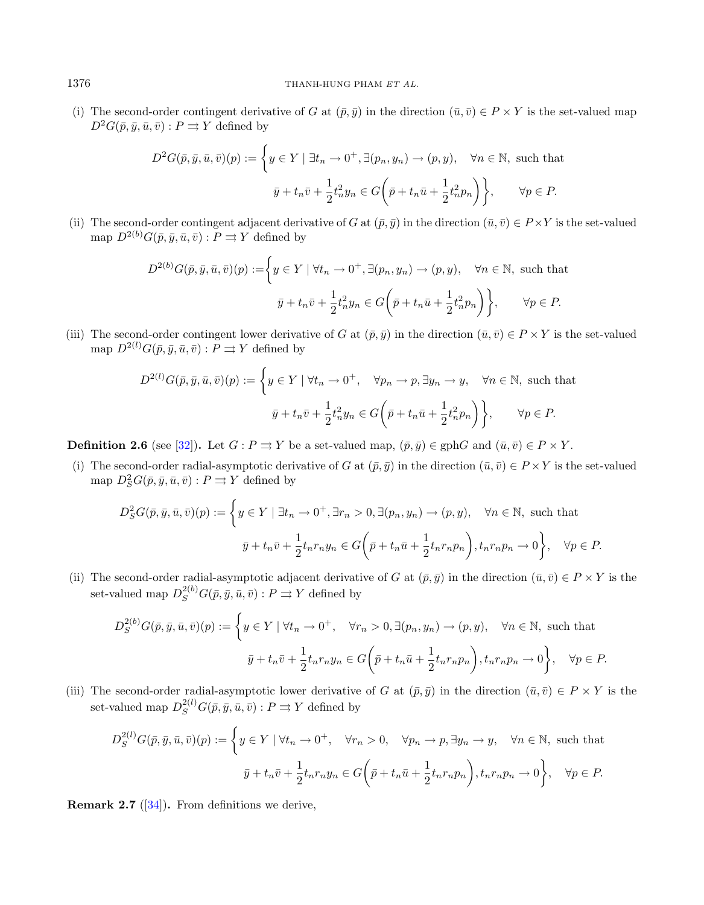(i) The second-order contingent derivative of $G$ at $(\bar{p}, \bar{y})$ in the direction $(\bar{u}, \bar{v}) \in P \times Y$ is the set-valued map $D^2G(\bar{p}, \bar{y}, \bar{u}, \bar{v}) : P \rightrightarrows Y$ defined by

$$D^2G(\bar{p}, \bar{y}, \bar{u}, \bar{v})(p) := \bigg\{ y \in Y \mid \exists t_n \to 0^+, \exists (p_n, y_n) \to (p, y), \quad \forall n \in \mathbb{N}, \text{ such that}$$
$$\bar{y} + t_n \bar{v} + \frac{1}{2} t_n^2 y_n \in G\bigg(\bar{p} + t_n \bar{u} + \frac{1}{2} t_n^2 p_n\bigg) \bigg\}, \qquad \forall p \in P.$$

(ii) The second-order contingent adjacent derivative of $G$ at $(\bar{p}, \bar{y})$ in the direction $(\bar{u}, \bar{v}) \in P \times Y$ is the set-valued map $D^{2(b)}G(\bar{p}, \bar{y}, \bar{u}, \bar{v}) : P \rightrightarrows Y$ defined by

$$D^{2(b)}G(\bar{p}, \bar{y}, \bar{u}, \bar{v})(p) := \bigg\{ y \in Y \mid \forall t_n \to 0^+, \exists (p_n, y_n) \to (p, y), \quad \forall n \in \mathbb{N}, \text{ such that}$$
$$\bar{y} + t_n \bar{v} + \frac{1}{2} t_n^2 y_n \in G\bigg(\bar{p} + t_n \bar{u} + \frac{1}{2} t_n^2 p_n\bigg) \bigg\}, \qquad \forall p \in P.$$

(iii) The second-order contingent lower derivative of $G$ at $(\bar{p}, \bar{y})$ in the direction $(\bar{u}, \bar{v}) \in P \times Y$ is the set-valued map $D^{2(l)}G(\bar{p}, \bar{y}, \bar{u}, \bar{v}) : P \rightrightarrows Y$ defined by

$$D^{2(l)}G(\bar{p}, \bar{y}, \bar{u}, \bar{v})(p) := \bigg\{ y \in Y \mid \forall t_n \to 0^+, \quad \forall p_n \to p, \exists y_n \to y, \quad \forall n \in \mathbb{N}, \text{ such that}$$
$$\bar{y} + t_n \bar{v} + \frac{1}{2} t_n^2 y_n \in G\bigg(\bar{p} + t_n \bar{u} + \frac{1}{2} t_n^2 p_n\bigg) \bigg\}, \qquad \forall p \in P.$$

**Definition 2.6** (see [32])**.** Let $G : P \rightrightarrows Y$ be a set-valued map, $(\bar{p}, \bar{y}) \in \text{gph}G$ and $(\bar{u}, \bar{v}) \in P \times Y$.

(i) The second-order radial-asymptotic derivative of $G$ at $(\bar{p}, \bar{y})$ in the direction $(\bar{u}, \bar{v}) \in P \times Y$ is the set-valued map $D^2_S G(\bar{p}, \bar{y}, \bar{u}, \bar{v}) : P \rightrightarrows Y$ defined by

$$D^2_S G(\bar{p}, \bar{y}, \bar{u}, \bar{v})(p) := \bigg\{ y \in Y \mid \exists t_n \to 0^+, \exists r_n > 0, \exists (p_n, y_n) \to (p, y), \quad \forall n \in \mathbb{N}, \text{ such that}$$
$$\bar{y} + t_n \bar{v} + \frac{1}{2} t_n r_n y_n \in G\bigg(\bar{p} + t_n \bar{u} + \frac{1}{2} t_n r_n p_n\bigg), t_n r_n p_n \to 0 \bigg\}, \quad \forall p \in P.$$

(ii) The second-order radial-asymptotic adjacent derivative of $G$ at $(\bar{p}, \bar{y})$ in the direction $(\bar{u}, \bar{v}) \in P \times Y$ is the set-valued map $D^{2(b)}_S G(\bar{p}, \bar{y}, \bar{u}, \bar{v}) : P \rightrightarrows Y$ defined by

$$D^{2(b)}_S G(\bar{p}, \bar{y}, \bar{u}, \bar{v})(p) := \bigg\{ y \in Y \mid \forall t_n \to 0^+, \quad \forall r_n > 0, \exists (p_n, y_n) \to (p, y), \quad \forall n \in \mathbb{N}, \text{ such that}$$
$$\bar{y} + t_n \bar{v} + \frac{1}{2} t_n r_n y_n \in G\bigg(\bar{p} + t_n \bar{u} + \frac{1}{2} t_n r_n p_n\bigg), t_n r_n p_n \to 0 \bigg\}, \quad \forall p \in P.$$

(iii) The second-order radial-asymptotic lower derivative of $G$ at $(\bar{p}, \bar{y})$ in the direction $(\bar{u}, \bar{v}) \in P \times Y$ is the set-valued map $D^{2(l)}_S G(\bar{p}, \bar{y}, \bar{u}, \bar{v}) : P \rightrightarrows Y$ defined by

$$D^{2(l)}_S G(\bar{p}, \bar{y}, \bar{u}, \bar{v})(p) := \bigg\{ y \in Y \mid \forall t_n \to 0^+, \quad \forall r_n > 0, \quad \forall p_n \to p, \exists y_n \to y, \quad \forall n \in \mathbb{N}, \text{ such that}$$
$$\bar{y} + t_n \bar{v} + \frac{1}{2} t_n r_n y_n \in G\bigg(\bar{p} + t_n \bar{u} + \frac{1}{2} t_n r_n p_n\bigg), t_n r_n p_n \to 0 \bigg\}, \quad \forall p \in P.$$

**Remark 2.7** ([34])**.** From definitions we derive,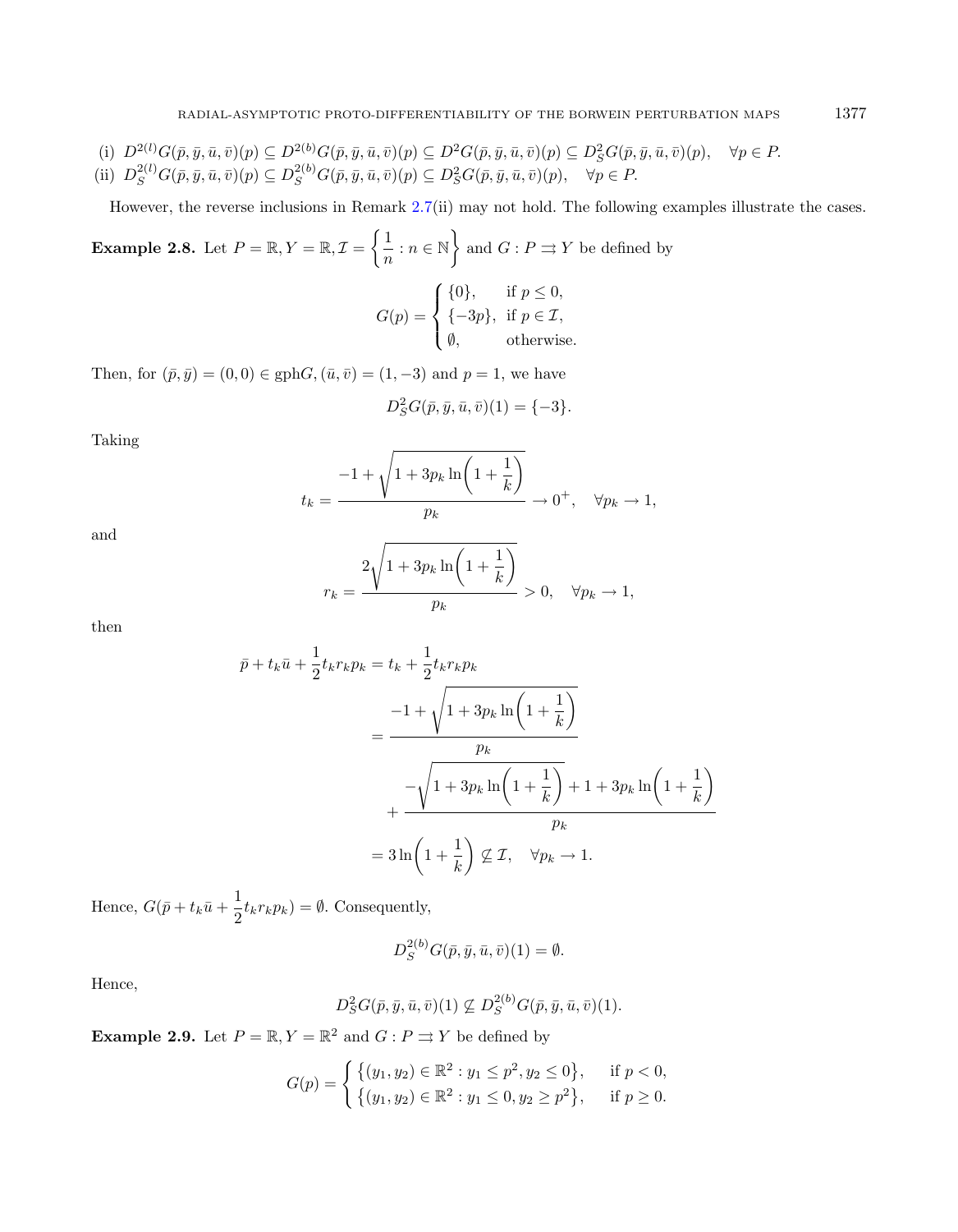(i) $D^{2(l)}G(\bar{p},\bar{y},\bar{u},\bar{v})(p) \subseteq D^{2(b)}G(\bar{p},\bar{y},\bar{u},\bar{v})(p) \subseteq D^{2}G(\bar{p},\bar{y},\bar{u},\bar{v})(p) \subseteq D^{2}_{S}G(\bar{p},\bar{y},\bar{u},\bar{v})(p), \quad \forall p \in P.$

(ii) $D^{2(l)}_{S}G(\bar{p},\bar{y},\bar{u},\bar{v})(p) \subseteq D^{2(b)}_{S}G(\bar{p},\bar{y},\bar{u},\bar{v})(p) \subseteq D^{2}_{S}G(\bar{p},\bar{y},\bar{u},\bar{v})(p), \quad \forall p \in P.$

However, the reverse inclusions in Remark 2.7(ii) may not hold. The following examples illustrate the cases.

**Example 2.8.** Let $P = \mathbb{R}, Y = \mathbb{R}, \mathcal{I} = \left\{\dfrac{1}{n} : n \in \mathbb{N}\right\}$ and $G : P \rightrightarrows Y$ be defined by

$$G(p) = \begin{cases} \{0\}, & \text{if } p \leq 0, \\ \{-3p\}, & \text{if } p \in \mathcal{I}, \\ \emptyset, & \text{otherwise.} \end{cases}$$

Then, for $(\bar{p},\bar{y}) = (0,0) \in \operatorname{gph}G, (\bar{u},\bar{v}) = (1,-3)$ and $p = 1$, we have

$$D^{2}_{S}G(\bar{p},\bar{y},\bar{u},\bar{v})(1) = \{-3\}.$$

Taking

$$t_k = \frac{-1 + \sqrt{1 + 3p_k \ln\left(1 + \dfrac{1}{k}\right)}}{p_k} \to 0^{+}, \quad \forall p_k \to 1,$$

and

$$r_k = \frac{2\sqrt{1 + 3p_k \ln\left(1 + \dfrac{1}{k}\right)}}{p_k} > 0, \quad \forall p_k \to 1,$$

then

$$\begin{aligned} \bar{p} + t_k\bar{u} + \frac{1}{2}t_k r_k p_k &= t_k + \frac{1}{2}t_k r_k p_k \\ &= \frac{-1 + \sqrt{1 + 3p_k \ln\left(1 + \dfrac{1}{k}\right)}}{p_k} \\ &\quad + \frac{-\sqrt{1 + 3p_k \ln\left(1 + \dfrac{1}{k}\right)} + 1 + 3p_k \ln\left(1 + \dfrac{1}{k}\right)}{p_k} \\ &= 3\ln\left(1 + \frac{1}{k}\right) \not\subseteq \mathcal{I}, \quad \forall p_k \to 1. \end{aligned}$$

Hence, $G(\bar{p} + t_k\bar{u} + \dfrac{1}{2}t_k r_k p_k) = \emptyset$. Consequently,

$$D^{2(b)}_{S}G(\bar{p},\bar{y},\bar{u},\bar{v})(1) = \emptyset.$$

Hence,

$$D^{2}_{S}G(\bar{p},\bar{y},\bar{u},\bar{v})(1) \not\subseteq D^{2(b)}_{S}G(\bar{p},\bar{y},\bar{u},\bar{v})(1).$$

**Example 2.9.** Let $P = \mathbb{R}, Y = \mathbb{R}^2$ and $G : P \rightrightarrows Y$ be defined by

$$G(p) = \begin{cases} \left\{(y_1,y_2) \in \mathbb{R}^2 : y_1 \leq p^2, y_2 \leq 0\right\}, & \text{if } p < 0, \\ \left\{(y_1,y_2) \in \mathbb{R}^2 : y_1 \leq 0, y_2 \geq p^2\right\}, & \text{if } p \geq 0. \end{cases}$$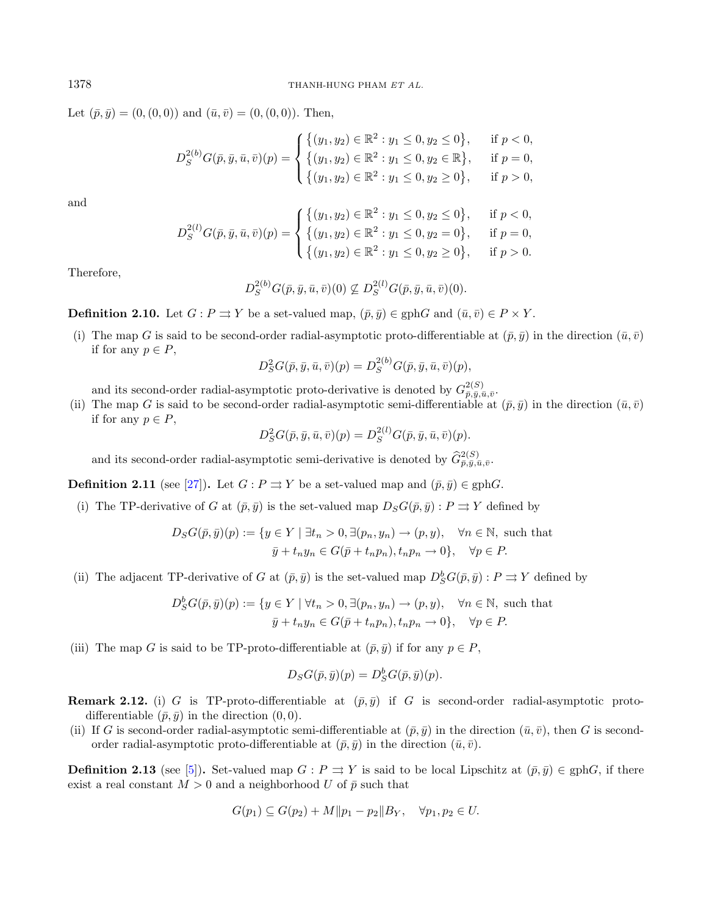Let $(\bar{p}, \bar{y}) = (0, (0,0))$ and $(\bar{u}, \bar{v}) = (0, (0,0))$. Then,

$$
D_S^{2(b)} G(\bar{p}, \bar{y}, \bar{u}, \bar{v})(p) = \begin{cases} \big\{(y_1, y_2) \in \mathbb{R}^2 : y_1 \leq 0, y_2 \leq 0\big\}, & \text{if } p < 0, \\ \big\{(y_1, y_2) \in \mathbb{R}^2 : y_1 \leq 0, y_2 \in \mathbb{R}\big\}, & \text{if } p = 0, \\ \big\{(y_1, y_2) \in \mathbb{R}^2 : y_1 \leq 0, y_2 \geq 0\big\}, & \text{if } p > 0, \end{cases}
$$

and

$$
D_S^{2(l)} G(\bar{p}, \bar{y}, \bar{u}, \bar{v})(p) = \begin{cases} \big\{(y_1, y_2) \in \mathbb{R}^2 : y_1 \leq 0, y_2 \leq 0\big\}, & \text{if } p < 0, \\ \big\{(y_1, y_2) \in \mathbb{R}^2 : y_1 \leq 0, y_2 = 0\big\}, & \text{if } p = 0, \\ \big\{(y_1, y_2) \in \mathbb{R}^2 : y_1 \leq 0, y_2 \geq 0\big\}, & \text{if } p > 0. \end{cases}
$$

Therefore,

$$
D_S^{2(b)} G(\bar{p}, \bar{y}, \bar{u}, \bar{v})(0) \not\subseteq D_S^{2(l)} G(\bar{p}, \bar{y}, \bar{u}, \bar{v})(0).
$$

**Definition 2.10.** Let $G : P \rightrightarrows Y$ be a set-valued map, $(\bar{p}, \bar{y}) \in \operatorname{gph} G$ and $(\bar{u}, \bar{v}) \in P \times Y$.

(i) The map $G$ is said to be second-order radial-asymptotic proto-differentiable at $(\bar{p}, \bar{y})$ in the direction $(\bar{u}, \bar{v})$ if for any $p \in P$,

$$
D_S^2 G(\bar{p}, \bar{y}, \bar{u}, \bar{v})(p) = D_S^{2(b)} G(\bar{p}, \bar{y}, \bar{u}, \bar{v})(p),
$$

and its second-order radial-asymptotic proto-derivative is denoted by $G^{2(S)}_{\bar{p}, \bar{y}, \bar{u}, \bar{v}}$.

(ii) The map $G$ is said to be second-order radial-asymptotic semi-differentiable at $(\bar{p}, \bar{y})$ in the direction $(\bar{u}, \bar{v})$ if for any $p \in P$,

$$
D_S^2 G(\bar{p}, \bar{y}, \bar{u}, \bar{v})(p) = D_S^{2(l)} G(\bar{p}, \bar{y}, \bar{u}, \bar{v})(p).
$$

and its second-order radial-asymptotic semi-derivative is denoted by $\widehat{G}^{2(S)}_{\bar{p}, \bar{y}, \bar{u}, \bar{v}}$.

**Definition 2.11** (see [27])**.** Let $G : P \rightrightarrows Y$ be a set-valued map and $(\bar{p}, \bar{y}) \in \operatorname{gph} G$.

(i) The TP-derivative of $G$ at $(\bar{p}, \bar{y})$ is the set-valued map $D_S G(\bar{p}, \bar{y}) : P \rightrightarrows Y$ defined by

$$
\begin{aligned} D_S G(\bar{p}, \bar{y})(p) := \{y \in Y \mid \exists t_n > 0, \exists (p_n, y_n) \to (p, y), \quad \forall n \in \mathbb{N}, \text{ such that} \\ \bar{y} + t_n y_n \in G(\bar{p} + t_n p_n), t_n p_n \to 0\}, \quad \forall p \in P. \end{aligned}
$$

(ii) The adjacent TP-derivative of $G$ at $(\bar{p}, \bar{y})$ is the set-valued map $D_S^b G(\bar{p}, \bar{y}) : P \rightrightarrows Y$ defined by

$$
\begin{aligned} D_S^b G(\bar{p}, \bar{y})(p) := \{y \in Y \mid \forall t_n > 0, \exists (p_n, y_n) \to (p, y), \quad \forall n \in \mathbb{N}, \text{ such that} \\ \bar{y} + t_n y_n \in G(\bar{p} + t_n p_n), t_n p_n \to 0\}, \quad \forall p \in P. \end{aligned}
$$

(iii) The map $G$ is said to be TP-proto-differentiable at $(\bar{p}, \bar{y})$ if for any $p \in P$,

$$
D_S G(\bar{p}, \bar{y})(p) = D_S^b G(\bar{p}, \bar{y})(p).
$$

**Remark 2.12.** (i) $G$ is TP-proto-differentiable at $(\bar{p}, \bar{y})$ if $G$ is second-order radial-asymptotic proto-differentiable $(\bar{p}, \bar{y})$ in the direction $(0, 0)$.

(ii) If $G$ is second-order radial-asymptotic semi-differentiable at $(\bar{p}, \bar{y})$ in the direction $(\bar{u}, \bar{v})$, then $G$ is second-order radial-asymptotic proto-differentiable at $(\bar{p}, \bar{y})$ in the direction $(\bar{u}, \bar{v})$.

**Definition 2.13** (see [5])**.** Set-valued map $G : P \rightrightarrows Y$ is said to be local Lipschitz at $(\bar{p}, \bar{y}) \in \operatorname{gph} G$, if there exist a real constant $M > 0$ and a neighborhood $U$ of $\bar{p}$ such that

$$
G(p_1) \subseteq G(p_2) + M \|p_1 - p_2\| B_Y, \quad \forall p_1, p_2 \in U.
$$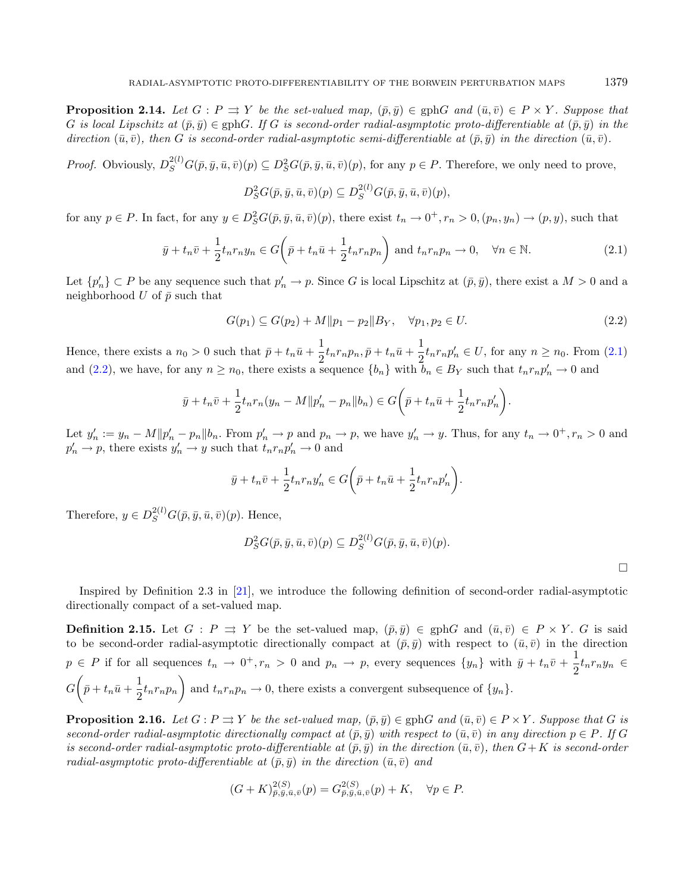**Proposition 2.14.** *Let $G : P \rightrightarrows Y$ be the set-valued map, $(\bar{p}, \bar{y}) \in \text{gph}G$ and $(\bar{u}, \bar{v}) \in P \times Y$. Suppose that $G$ is local Lipschitz at $(\bar{p}, \bar{y}) \in \text{gph}G$. If $G$ is second-order radial-asymptotic proto-differentiable at $(\bar{p}, \bar{y})$ in the direction $(\bar{u}, \bar{v})$, then $G$ is second-order radial-asymptotic semi-differentiable at $(\bar{p}, \bar{y})$ in the direction $(\bar{u}, \bar{v})$.*

*Proof.* Obviously, $D_S^{2(l)}G(\bar{p}, \bar{y}, \bar{u}, \bar{v})(p) \subseteq D_S^2 G(\bar{p}, \bar{y}, \bar{u}, \bar{v})(p)$, for any $p \in P$. Therefore, we only need to prove,

$$D_S^2 G(\bar{p}, \bar{y}, \bar{u}, \bar{v})(p) \subseteq D_S^{2(l)}G(\bar{p}, \bar{y}, \bar{u}, \bar{v})(p),$$

for any $p \in P$. In fact, for any $y \in D_S^2 G(\bar{p}, \bar{y}, \bar{u}, \bar{v})(p)$, there exist $t_n \to 0^+, r_n > 0, (p_n, y_n) \to (p, y)$, such that

$$\bar{y} + t_n \bar{v} + \frac{1}{2} t_n r_n y_n \in G\left(\bar{p} + t_n \bar{u} + \frac{1}{2} t_n r_n p_n\right) \text{ and } t_n r_n p_n \to 0, \quad \forall n \in \mathbb{N}. \tag{2.1}$$

Let $\{p'_n\} \subset P$ be any sequence such that $p'_n \to p$. Since $G$ is local Lipschitz at $(\bar{p}, \bar{y})$, there exist a $M > 0$ and a neighborhood $U$ of $\bar{p}$ such that

$$G(p_1) \subseteq G(p_2) + M\|p_1 - p_2\| B_Y, \quad \forall p_1, p_2 \in U. \tag{2.2}$$

Hence, there exists a $n_0 > 0$ such that $\bar{p} + t_n \bar{u} + \frac{1}{2} t_n r_n p_n, \bar{p} + t_n \bar{u} + \frac{1}{2} t_n r_n p'_n \in U$, for any $n \geq n_0$. From (2.1) and (2.2), we have, for any $n \geq n_0$, there exists a sequence $\{b_n\}$ with $b_n \in B_Y$ such that $t_n r_n p'_n \to 0$ and

$$\bar{y} + t_n \bar{v} + \frac{1}{2} t_n r_n (y_n - M\|p'_n - p_n\| b_n) \in G\left(\bar{p} + t_n \bar{u} + \frac{1}{2} t_n r_n p'_n\right).$$

Let $y'_n := y_n - M\|p'_n - p_n\| b_n$. From $p'_n \to p$ and $p_n \to p$, we have $y'_n \to y$. Thus, for any $t_n \to 0^+, r_n > 0$ and $p'_n \to p$, there exists $y'_n \to y$ such that $t_n r_n p'_n \to 0$ and

$$\bar{y} + t_n \bar{v} + \frac{1}{2} t_n r_n y'_n \in G\left(\bar{p} + t_n \bar{u} + \frac{1}{2} t_n r_n p'_n\right).$$

Therefore, $y \in D_S^{2(l)}G(\bar{p}, \bar{y}, \bar{u}, \bar{v})(p)$. Hence,

$$D_S^2 G(\bar{p}, \bar{y}, \bar{u}, \bar{v})(p) \subseteq D_S^{2(l)}G(\bar{p}, \bar{y}, \bar{u}, \bar{v})(p).$$

$\square$

Inspired by Definition 2.3 in [21], we introduce the following definition of second-order radial-asymptotic directionally compact of a set-valued map.

**Definition 2.15.** Let $G : P \rightrightarrows Y$ be the set-valued map, $(\bar{p}, \bar{y}) \in \text{gph}G$ and $(\bar{u}, \bar{v}) \in P \times Y$. $G$ is said to be second-order radial-asymptotic directionally compact at $(\bar{p}, \bar{y})$ with respect to $(\bar{u}, \bar{v})$ in the direction $p \in P$ if for all sequences $t_n \to 0^+, r_n > 0$ and $p_n \to p$, every sequences $\{y_n\}$ with $\bar{y} + t_n \bar{v} + \frac{1}{2} t_n r_n y_n \in G\left(\bar{p} + t_n \bar{u} + \frac{1}{2} t_n r_n p_n\right)$ and $t_n r_n p_n \to 0$, there exists a convergent subsequence of $\{y_n\}$.

**Proposition 2.16.** *Let $G : P \rightrightarrows Y$ be the set-valued map, $(\bar{p}, \bar{y}) \in \text{gph}G$ and $(\bar{u}, \bar{v}) \in P \times Y$. Suppose that $G$ is second-order radial-asymptotic directionally compact at $(\bar{p}, \bar{y})$ with respect to $(\bar{u}, \bar{v})$ in any direction $p \in P$. If $G$ is second-order radial-asymptotic proto-differentiable at $(\bar{p}, \bar{y})$ in the direction $(\bar{u}, \bar{v})$, then $G + K$ is second-order radial-asymptotic proto-differentiable at $(\bar{p}, \bar{y})$ in the direction $(\bar{u}, \bar{v})$ and*

$$(G + K)^{2(S)}_{\bar{p}, \bar{y}, \bar{u}, \bar{v}}(p) = G^{2(S)}_{\bar{p}, \bar{y}, \bar{u}, \bar{v}}(p) + K, \quad \forall p \in P.$$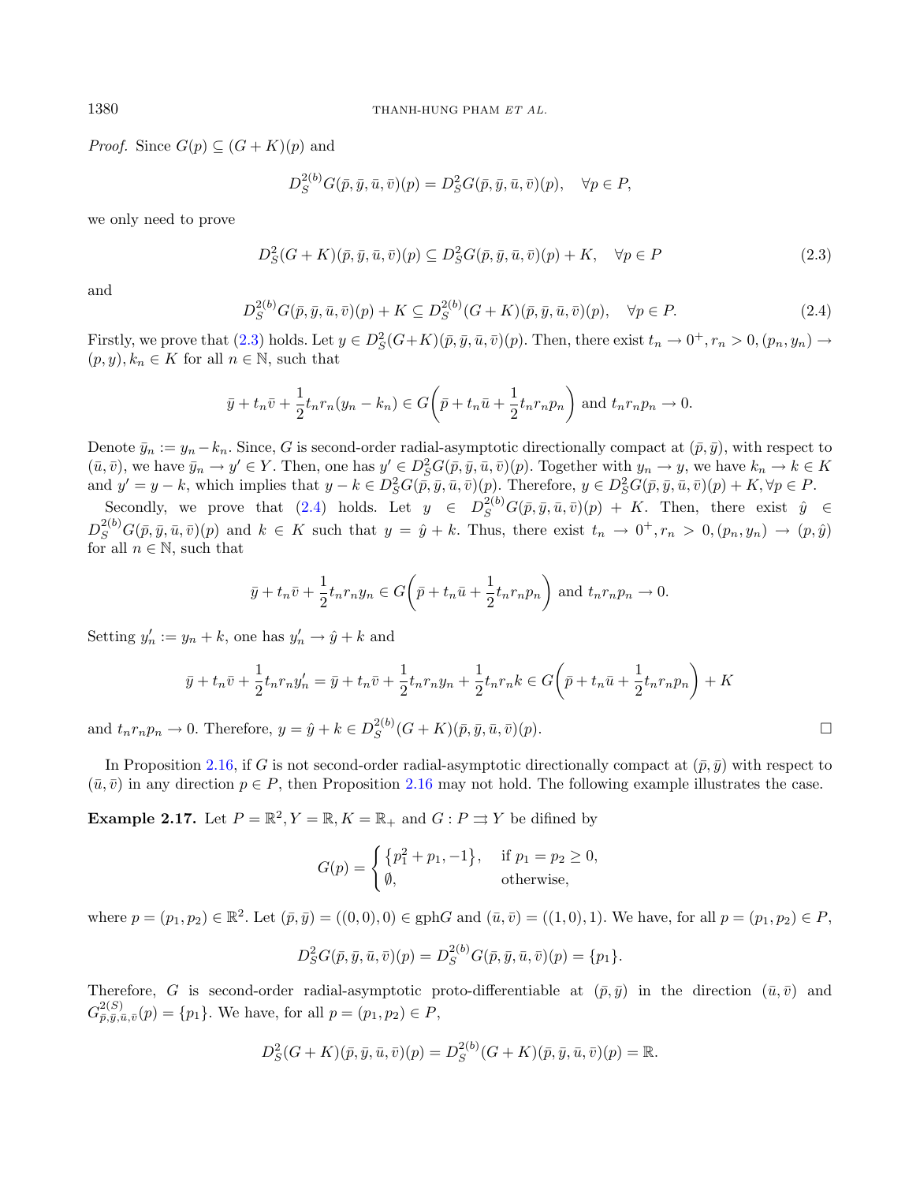*Proof.* Since $G(p) \subseteq (G+K)(p)$ and

$$D_S^{2(b)}G(\bar{p},\bar{y},\bar{u},\bar{v})(p) = D_S^2 G(\bar{p},\bar{y},\bar{u},\bar{v})(p), \quad \forall p \in P,$$

we only need to prove

$$D_S^2(G+K)(\bar{p},\bar{y},\bar{u},\bar{v})(p) \subseteq D_S^2 G(\bar{p},\bar{y},\bar{u},\bar{v})(p) + K, \quad \forall p \in P \tag{2.3}$$

and

$$D_S^{2(b)}G(\bar{p},\bar{y},\bar{u},\bar{v})(p) + K \subseteq D_S^{2(b)}(G+K)(\bar{p},\bar{y},\bar{u},\bar{v})(p), \quad \forall p \in P. \tag{2.4}$$

Firstly, we prove that (2.3) holds. Let $y \in D_S^2(G+K)(\bar{p},\bar{y},\bar{u},\bar{v})(p)$. Then, there exist $t_n \to 0^+, r_n > 0, (p_n, y_n) \to (p, y), k_n \in K$ for all $n \in \mathbb{N}$, such that

$$\bar{y} + t_n\bar{v} + \frac{1}{2}t_n r_n(y_n - k_n) \in G\left(\bar{p} + t_n\bar{u} + \frac{1}{2}t_n r_n p_n\right) \text{ and } t_n r_n p_n \to 0.$$

Denote $\bar{y}_n := y_n - k_n$. Since, $G$ is second-order radial-asymptotic directionally compact at $(\bar{p},\bar{y})$, with respect to $(\bar{u},\bar{v})$, we have $\bar{y}_n \to y' \in Y$. Then, one has $y' \in D_S^2 G(\bar{p},\bar{y},\bar{u},\bar{v})(p)$. Together with $y_n \to y$, we have $k_n \to k \in K$ and $y' = y - k$, which implies that $y - k \in D_S^2 G(\bar{p},\bar{y},\bar{u},\bar{v})(p)$. Therefore, $y \in D_S^2 G(\bar{p},\bar{y},\bar{u},\bar{v})(p) + K, \forall p \in P$.

Secondly, we prove that (2.4) holds. Let $y \in D_S^{2(b)}G(\bar{p},\bar{y},\bar{u},\bar{v})(p) + K$. Then, there exist $\hat{y} \in D_S^{2(b)}G(\bar{p},\bar{y},\bar{u},\bar{v})(p)$ and $k \in K$ such that $y = \hat{y} + k$. Thus, there exist $t_n \to 0^+, r_n > 0, (p_n, y_n) \to (p, \hat{y})$ for all $n \in \mathbb{N}$, such that

$$\bar{y} + t_n\bar{v} + \frac{1}{2}t_n r_n y_n \in G\left(\bar{p} + t_n\bar{u} + \frac{1}{2}t_n r_n p_n\right) \text{ and } t_n r_n p_n \to 0.$$

Setting $y'_n := y_n + k$, one has $y'_n \to \hat{y} + k$ and

$$\bar{y} + t_n\bar{v} + \frac{1}{2}t_n r_n y'_n = \bar{y} + t_n\bar{v} + \frac{1}{2}t_n r_n y_n + \frac{1}{2}t_n r_n k \in G\left(\bar{p} + t_n\bar{u} + \frac{1}{2}t_n r_n p_n\right) + K$$

and $t_n r_n p_n \to 0$. Therefore, $y = \hat{y} + k \in D_S^{2(b)}(G+K)(\bar{p},\bar{y},\bar{u},\bar{v})(p)$. □

In Proposition 2.16, if $G$ is not second-order radial-asymptotic directionally compact at $(\bar{p},\bar{y})$ with respect to $(\bar{u},\bar{v})$ in any direction $p \in P$, then Proposition 2.16 may not hold. The following example illustrates the case.

**Example 2.17.** Let $P = \mathbb{R}^2, Y = \mathbb{R}, K = \mathbb{R}_+$ and $G : P \rightrightarrows Y$ be difined by

$$G(p) = \begin{cases} \{p_1^2 + p_1, -1\}, & \text{if } p_1 = p_2 \geq 0, \\ \emptyset, & \text{otherwise}, \end{cases}$$

where $p = (p_1, p_2) \in \mathbb{R}^2$. Let $(\bar{p},\bar{y}) = ((0,0),0) \in \operatorname{gph}G$ and $(\bar{u},\bar{v}) = ((1,0),1)$. We have, for all $p = (p_1,p_2) \in P$,

$$D_S^2 G(\bar{p},\bar{y},\bar{u},\bar{v})(p) = D_S^{2(b)}G(\bar{p},\bar{y},\bar{u},\bar{v})(p) = \{p_1\}.$$

Therefore, $G$ is second-order radial-asymptotic proto-differentiable at $(\bar{p},\bar{y})$ in the direction $(\bar{u},\bar{v})$ and $G^{2(S)}_{\bar{p},\bar{y},\bar{u},\bar{v}}(p) = \{p_1\}$. We have, for all $p = (p_1,p_2) \in P$,

$$D_S^2(G+K)(\bar{p},\bar{y},\bar{u},\bar{v})(p) = D_S^{2(b)}(G+K)(\bar{p},\bar{y},\bar{u},\bar{v})(p) = \mathbb{R}.$$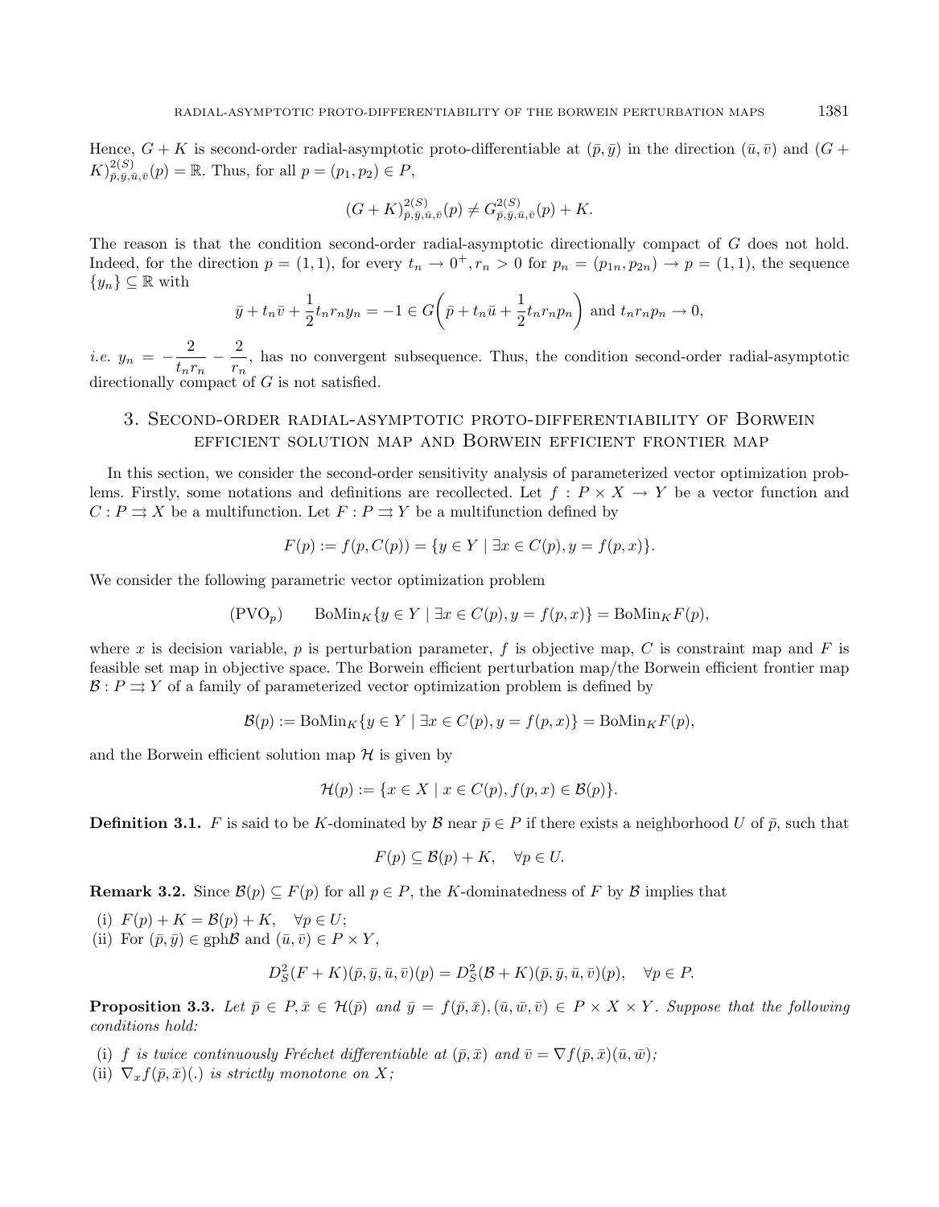Hence, $G + K$ is second-order radial-asymptotic proto-differentiable at $(\bar{p}, \bar{y})$ in the direction $(\bar{u}, \bar{v})$ and $(G + K)^{2(S)}_{\bar{p},\bar{y},\bar{u},\bar{v}}(p) = \mathbb{R}$. Thus, for all $p = (p_1, p_2) \in P$,

$$(G + K)^{2(S)}_{\bar{p},\bar{y},\bar{u},\bar{v}}(p) \neq G^{2(S)}_{\bar{p},\bar{y},\bar{u},\bar{v}}(p) + K.$$

The reason is that the condition second-order radial-asymptotic directionally compact of $G$ does not hold. Indeed, for the direction $p = (1, 1)$, for every $t_n \to 0^+, r_n > 0$ for $p_n = (p_{1n}, p_{2n}) \to p = (1, 1)$, the sequence $\{y_n\} \subseteq \mathbb{R}$ with

$$\bar{y} + t_n\bar{v} + \frac{1}{2}t_n r_n y_n = -1 \in G\left(\bar{p} + t_n\bar{u} + \frac{1}{2}t_n r_n p_n\right) \text{ and } t_n r_n p_n \to 0,$$

*i.e.* $y_n = -\dfrac{2}{t_n r_n} - \dfrac{2}{r_n}$, has no convergent subsequence. Thus, the condition second-order radial-asymptotic directionally compact of $G$ is not satisfied.

## 3. Second-order radial-asymptotic proto-differentiability of Borwein efficient solution map and Borwein efficient frontier map

In this section, we consider the second-order sensitivity analysis of parameterized vector optimization problems. Firstly, some notations and definitions are recollected. Let $f : P \times X \to Y$ be a vector function and $C : P \rightrightarrows X$ be a multifunction. Let $F : P \rightrightarrows Y$ be a multifunction defined by

$$F(p) := f(p, C(p)) = \{y \in Y \mid \exists x \in C(p), y = f(p, x)\}.$$

We consider the following parametric vector optimization problem

$$(\text{PVO}_p) \qquad \text{BoMin}_K\{y \in Y \mid \exists x \in C(p), y = f(p, x)\} = \text{BoMin}_K F(p),$$

where $x$ is decision variable, $p$ is perturbation parameter, $f$ is objective map, $C$ is constraint map and $F$ is feasible set map in objective space. The Borwein efficient perturbation map/the Borwein efficient frontier map $\mathcal{B} : P \rightrightarrows Y$ of a family of parameterized vector optimization problem is defined by

$$\mathcal{B}(p) := \text{BoMin}_K\{y \in Y \mid \exists x \in C(p), y = f(p, x)\} = \text{BoMin}_K F(p),$$

and the Borwein efficient solution map $\mathcal{H}$ is given by

$$\mathcal{H}(p) := \{x \in X \mid x \in C(p), f(p, x) \in \mathcal{B}(p)\}.$$

**Definition 3.1.** $F$ is said to be $K$-dominated by $\mathcal{B}$ near $\bar{p} \in P$ if there exists a neighborhood $U$ of $\bar{p}$, such that

$$F(p) \subseteq \mathcal{B}(p) + K, \quad \forall p \in U.$$

**Remark 3.2.** Since $\mathcal{B}(p) \subseteq F(p)$ for all $p \in P$, the $K$-dominatedness of $F$ by $\mathcal{B}$ implies that

(i) $F(p) + K = \mathcal{B}(p) + K, \quad \forall p \in U$;
(ii) For $(\bar{p}, \bar{y}) \in \text{gph}\mathcal{B}$ and $(\bar{u}, \bar{v}) \in P \times Y$,

$$D^2_S(F + K)(\bar{p}, \bar{y}, \bar{u}, \bar{v})(p) = D^2_S(\mathcal{B} + K)(\bar{p}, \bar{y}, \bar{u}, \bar{v})(p), \quad \forall p \in P.$$

**Proposition 3.3.** *Let $\bar{p} \in P, \bar{x} \in \mathcal{H}(\bar{p})$ and $\bar{y} = f(\bar{p}, \bar{x}), (\bar{u}, \bar{w}, \bar{v}) \in P \times X \times Y$. Suppose that the following conditions hold:*

(i) *$f$ is twice continuously Fréchet differentiable at $(\bar{p}, \bar{x})$ and $\bar{v} = \nabla f(\bar{p}, \bar{x})(\bar{u}, \bar{w})$;*
(ii) *$\nabla_x f(\bar{p}, \bar{x})(.)$ is strictly monotone on $X$;*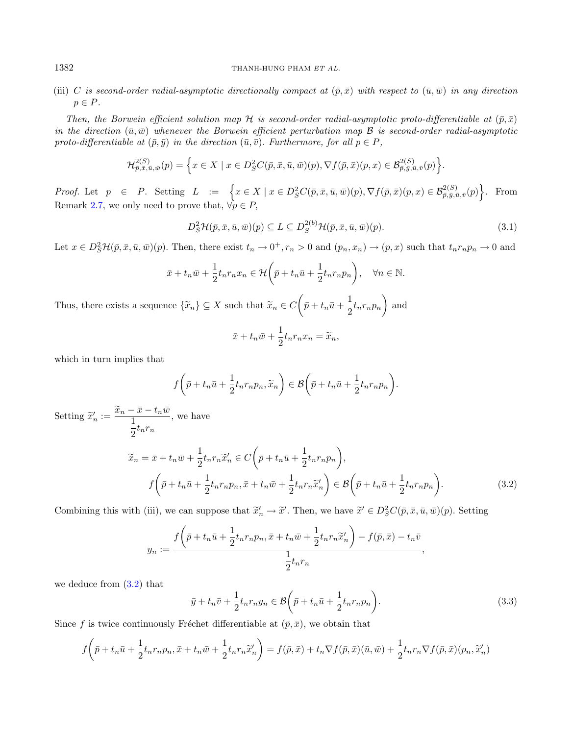(iii) *$C$ is second-order radial-asymptotic directionally compact at $(\bar{p}, \bar{x})$ with respect to $(\bar{u}, \bar{w})$ in any direction $p \in P$.*

*Then, the Borwein efficient solution map $\mathcal{H}$ is second-order radial-asymptotic proto-differentiable at $(\bar{p}, \bar{x})$ in the direction $(\bar{u}, \bar{w})$ whenever the Borwein efficient perturbation map $\mathcal{B}$ is second-order radial-asymptotic proto-differentiable at $(\bar{p}, \bar{y})$ in the direction $(\bar{u}, \bar{v})$. Furthermore, for all $p \in P$,*

$$\mathcal{H}^{2(S)}_{\bar{p},\bar{x},\bar{u},\bar{w}}(p) = \Big\{ x \in X \mid x \in D^2_S C(\bar{p}, \bar{x}, \bar{u}, \bar{w})(p), \nabla f(\bar{p}, \bar{x})(p, x) \in \mathcal{B}^{2(S)}_{\bar{p},\bar{y},\bar{u},\bar{v}}(p) \Big\}.$$

*Proof.* Let $p \in P$. Setting $L := \Big\{ x \in X \mid x \in D^2_S C(\bar{p}, \bar{x}, \bar{u}, \bar{w})(p), \nabla f(\bar{p}, \bar{x})(p, x) \in \mathcal{B}^{2(S)}_{\bar{p},\bar{y},\bar{u},\bar{v}}(p) \Big\}$. From Remark 2.7, we only need to prove that, $\forall p \in P$,

$$D^2_S \mathcal{H}(\bar{p}, \bar{x}, \bar{u}, \bar{w})(p) \subseteq L \subseteq D^{2(b)}_S \mathcal{H}(\bar{p}, \bar{x}, \bar{u}, \bar{w})(p). \tag{3.1}$$

Let $x \in D^2_S \mathcal{H}(\bar{p}, \bar{x}, \bar{u}, \bar{w})(p)$. Then, there exist $t_n \to 0^+, r_n > 0$ and $(p_n, x_n) \to (p, x)$ such that $t_n r_n p_n \to 0$ and

$$\bar{x} + t_n \bar{w} + \frac{1}{2} t_n r_n x_n \in \mathcal{H}\bigg( \bar{p} + t_n \bar{u} + \frac{1}{2} t_n r_n p_n \bigg), \quad \forall n \in \mathbb{N}.$$

Thus, there exists a sequence $\{\widetilde{x}_n\} \subseteq X$ such that $\widetilde{x}_n \in C\bigg( \bar{p} + t_n \bar{u} + \frac{1}{2} t_n r_n p_n \bigg)$ and

$$\bar{x} + t_n \bar{w} + \frac{1}{2} t_n r_n x_n = \widetilde{x}_n,$$

which in turn implies that

$$f\bigg( \bar{p} + t_n \bar{u} + \frac{1}{2} t_n r_n p_n, \widetilde{x}_n \bigg) \in \mathcal{B}\bigg( \bar{p} + t_n \bar{u} + \frac{1}{2} t_n r_n p_n \bigg).$$

Setting $\widetilde{x}'_n := \dfrac{\widetilde{x}_n - \bar{x} - t_n \bar{w}}{\frac{1}{2} t_n r_n}$, we have

$$\begin{aligned} \widetilde{x}_n = \bar{x} + t_n \bar{w} + \frac{1}{2} t_n r_n \widetilde{x}'_n &\in C\bigg( \bar{p} + t_n \bar{u} + \frac{1}{2} t_n r_n p_n \bigg), \\ f\bigg( \bar{p} + t_n \bar{u} + \frac{1}{2} t_n r_n p_n, \bar{x} + t_n \bar{w} + \frac{1}{2} t_n r_n \widetilde{x}'_n \bigg) &\in \mathcal{B}\bigg( \bar{p} + t_n \bar{u} + \frac{1}{2} t_n r_n p_n \bigg). \end{aligned} \tag{3.2}$$

Combining this with (iii), we can suppose that $\widetilde{x}'_n \to \widetilde{x}'$. Then, we have $\widetilde{x}' \in D^2_S C(\bar{p}, \bar{x}, \bar{u}, \bar{w})(p)$. Setting

$$y_n := \frac{f\bigg( \bar{p} + t_n \bar{u} + \frac{1}{2} t_n r_n p_n, \bar{x} + t_n \bar{w} + \frac{1}{2} t_n r_n \widetilde{x}'_n \bigg) - f(\bar{p}, \bar{x}) - t_n \bar{v}}{\frac{1}{2} t_n r_n},$$

we deduce from (3.2) that

$$\bar{y} + t_n \bar{v} + \frac{1}{2} t_n r_n y_n \in \mathcal{B}\bigg( \bar{p} + t_n \bar{u} + \frac{1}{2} t_n r_n p_n \bigg). \tag{3.3}$$

Since $f$ is twice continuously Fréchet differentiable at $(\bar{p}, \bar{x})$, we obtain that

$$f\bigg( \bar{p} + t_n \bar{u} + \frac{1}{2} t_n r_n p_n, \bar{x} + t_n \bar{w} + \frac{1}{2} t_n r_n \widetilde{x}'_n \bigg) = f(\bar{p}, \bar{x}) + t_n \nabla f(\bar{p}, \bar{x})(\bar{u}, \bar{w}) + \frac{1}{2} t_n r_n \nabla f(\bar{p}, \bar{x})(p_n, \widetilde{x}'_n)$$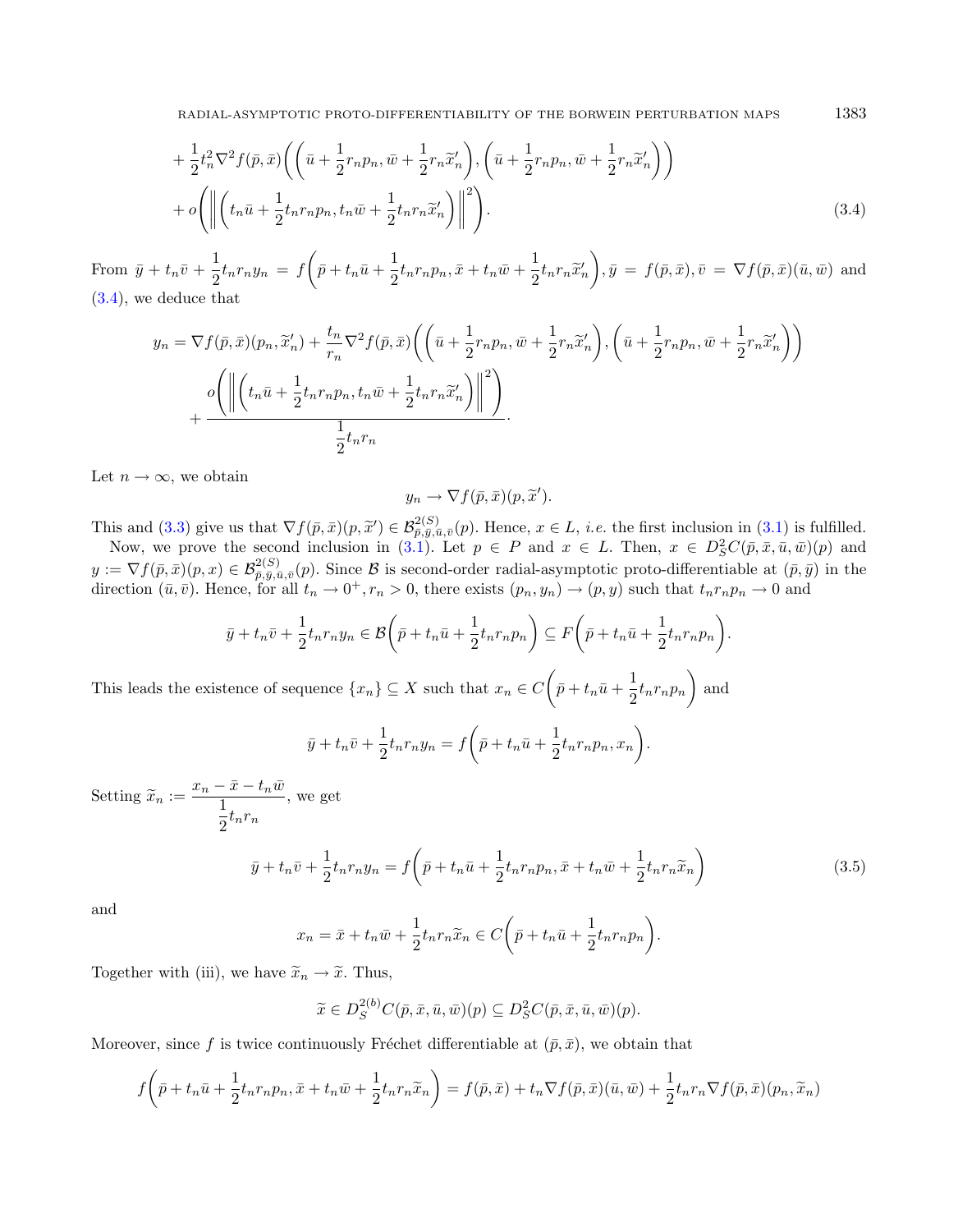$$
+ \frac{1}{2}t_n^2 \nabla^2 f(\bar{p}, \bar{x})\left(\left(\bar{u} + \frac{1}{2}r_n p_n, \bar{w} + \frac{1}{2}r_n \widetilde{x}'_n\right), \left(\bar{u} + \frac{1}{2}r_n p_n, \bar{w} + \frac{1}{2}r_n \widetilde{x}'_n\right)\right)
$$

$$
+ o\left(\left\|\left(t_n\bar{u} + \frac{1}{2}t_n r_n p_n, t_n\bar{w} + \frac{1}{2}t_n r_n \widetilde{x}'_n\right)\right\|^2\right). \tag{3.4}
$$

From $\bar{y} + t_n\bar{v} + \frac{1}{2}t_n r_n y_n = f\left(\bar{p} + t_n\bar{u} + \frac{1}{2}t_n r_n p_n, \bar{x} + t_n\bar{w} + \frac{1}{2}t_n r_n \widetilde{x}'_n\right), \bar{y} = f(\bar{p}, \bar{x}), \bar{v} = \nabla f(\bar{p}, \bar{x})(\bar{u}, \bar{w})$ and (3.4), we deduce that

$$
y_n = \nabla f(\bar{p}, \bar{x})(p_n, \widetilde{x}'_n) + \frac{t_n}{r_n}\nabla^2 f(\bar{p}, \bar{x})\left(\left(\bar{u} + \frac{1}{2}r_n p_n, \bar{w} + \frac{1}{2}r_n \widetilde{x}'_n\right), \left(\bar{u} + \frac{1}{2}r_n p_n, \bar{w} + \frac{1}{2}r_n \widetilde{x}'_n\right)\right)
$$

$$
+ \frac{o\left(\left\|\left(t_n\bar{u} + \frac{1}{2}t_n r_n p_n, t_n\bar{w} + \frac{1}{2}t_n r_n \widetilde{x}'_n\right)\right\|^2\right)}{\frac{1}{2}t_n r_n}.
$$

Let $n \to \infty$, we obtain

$$
y_n \to \nabla f(\bar{p}, \bar{x})(p, \widetilde{x}').
$$

This and (3.3) give us that $\nabla f(\bar{p}, \bar{x})(p, \widetilde{x}') \in \mathcal{B}^{2(S)}_{\bar{p},\bar{y},\bar{u},\bar{v}}(p)$. Hence, $x \in L$, *i.e.* the first inclusion in (3.1) is fulfilled.

Now, we prove the second inclusion in (3.1). Let $p \in P$ and $x \in L$. Then, $x \in D^2_S C(\bar{p}, \bar{x}, \bar{u}, \bar{w})(p)$ and $y := \nabla f(\bar{p}, \bar{x})(p, x) \in \mathcal{B}^{2(S)}_{\bar{p},\bar{y},\bar{u},\bar{v}}(p)$. Since $\mathcal{B}$ is second-order radial-asymptotic proto-differentiable at $(\bar{p}, \bar{y})$ in the direction $(\bar{u}, \bar{v})$. Hence, for all $t_n \to 0^+, r_n > 0$, there exists $(p_n, y_n) \to (p, y)$ such that $t_n r_n p_n \to 0$ and

$$
\bar{y} + t_n\bar{v} + \frac{1}{2}t_n r_n y_n \in \mathcal{B}\left(\bar{p} + t_n\bar{u} + \frac{1}{2}t_n r_n p_n\right) \subseteq F\left(\bar{p} + t_n\bar{u} + \frac{1}{2}t_n r_n p_n\right).
$$

This leads the existence of sequence $\{x_n\} \subseteq X$ such that $x_n \in C\left(\bar{p} + t_n\bar{u} + \frac{1}{2}t_n r_n p_n\right)$ and

$$
\bar{y} + t_n\bar{v} + \frac{1}{2}t_n r_n y_n = f\left(\bar{p} + t_n\bar{u} + \frac{1}{2}t_n r_n p_n, x_n\right).
$$

Setting $\widetilde{x}_n := \dfrac{x_n - \bar{x} - t_n\bar{w}}{\frac{1}{2}t_n r_n}$, we get

$$
\bar{y} + t_n\bar{v} + \frac{1}{2}t_n r_n y_n = f\left(\bar{p} + t_n\bar{u} + \frac{1}{2}t_n r_n p_n, \bar{x} + t_n\bar{w} + \frac{1}{2}t_n r_n \widetilde{x}_n\right) \tag{3.5}
$$

and

$$
x_n = \bar{x} + t_n\bar{w} + \frac{1}{2}t_n r_n \widetilde{x}_n \in C\left(\bar{p} + t_n\bar{u} + \frac{1}{2}t_n r_n p_n\right).
$$

Together with (iii), we have $\widetilde{x}_n \to \widetilde{x}$. Thus,

$$
\widetilde{x} \in D^{2(b)}_S C(\bar{p}, \bar{x}, \bar{u}, \bar{w})(p) \subseteq D^2_S C(\bar{p}, \bar{x}, \bar{u}, \bar{w})(p).
$$

Moreover, since $f$ is twice continuously Fréchet differentiable at $(\bar{p}, \bar{x})$, we obtain that

$$
f\left(\bar{p} + t_n\bar{u} + \frac{1}{2}t_n r_n p_n, \bar{x} + t_n\bar{w} + \frac{1}{2}t_n r_n \widetilde{x}_n\right) = f(\bar{p}, \bar{x}) + t_n\nabla f(\bar{p}, \bar{x})(\bar{u}, \bar{w}) + \frac{1}{2}t_n r_n \nabla f(\bar{p}, \bar{x})(p_n, \widetilde{x}_n)
$$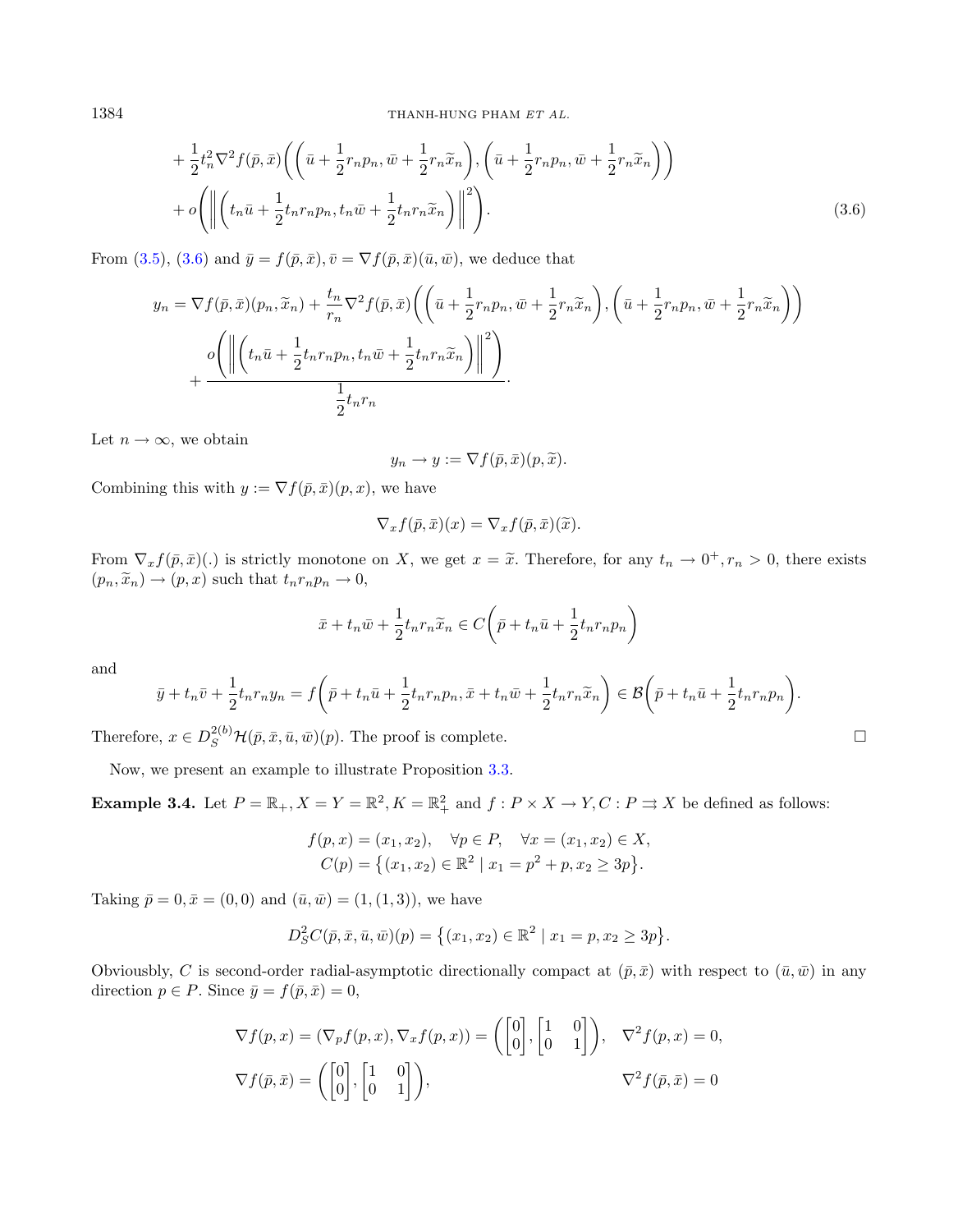$$+\frac{1}{2}t_n^2\nabla^2 f(\bar{p},\bar{x})\bigg(\bigg(\bar{u}+\frac{1}{2}r_np_n,\bar{w}+\frac{1}{2}r_n\widetilde{x}_n\bigg),\bigg(\bar{u}+\frac{1}{2}r_np_n,\bar{w}+\frac{1}{2}r_n\widetilde{x}_n\bigg)\bigg)$$
$$+o\Bigg(\bigg\|\bigg(t_n\bar{u}+\frac{1}{2}t_nr_np_n,t_n\bar{w}+\frac{1}{2}t_nr_n\widetilde{x}_n\bigg)\bigg\|^2\Bigg). \tag{3.6}$$

From (3.5), (3.6) and $\bar{y}=f(\bar{p},\bar{x}),\bar{v}=\nabla f(\bar{p},\bar{x})(\bar{u},\bar{w})$, we deduce that

$$y_n=\nabla f(\bar{p},\bar{x})(p_n,\widetilde{x}_n)+\frac{t_n}{r_n}\nabla^2 f(\bar{p},\bar{x})\bigg(\bigg(\bar{u}+\frac{1}{2}r_np_n,\bar{w}+\frac{1}{2}r_n\widetilde{x}_n\bigg),\bigg(\bar{u}+\frac{1}{2}r_np_n,\bar{w}+\frac{1}{2}r_n\widetilde{x}_n\bigg)\bigg)$$
$$+\frac{o\Bigg(\bigg\|\bigg(t_n\bar{u}+\frac{1}{2}t_nr_np_n,t_n\bar{w}+\frac{1}{2}t_nr_n\widetilde{x}_n\bigg)\bigg\|^2\Bigg)}{\frac{1}{2}t_nr_n}.$$

Let $n\to\infty$, we obtain

$$y_n\to y:=\nabla f(\bar{p},\bar{x})(p,\widetilde{x}).$$

Combining this with $y:=\nabla f(\bar{p},\bar{x})(p,x)$, we have

$$\nabla_x f(\bar{p},\bar{x})(x)=\nabla_x f(\bar{p},\bar{x})(\widetilde{x}).$$

From $\nabla_x f(\bar{p},\bar{x})(.)$ is strictly monotone on $X$, we get $x=\widetilde{x}$. Therefore, for any $t_n\to 0^+,r_n>0$, there exists $(p_n,\widetilde{x}_n)\to(p,x)$ such that $t_nr_np_n\to 0$,

$$\bar{x}+t_n\bar{w}+\frac{1}{2}t_nr_n\widetilde{x}_n\in C\bigg(\bar{p}+t_n\bar{u}+\frac{1}{2}t_nr_np_n\bigg)$$

and

$$\bar{y}+t_n\bar{v}+\frac{1}{2}t_nr_ny_n=f\bigg(\bar{p}+t_n\bar{u}+\frac{1}{2}t_nr_np_n,\bar{x}+t_n\bar{w}+\frac{1}{2}t_nr_n\widetilde{x}_n\bigg)\in\mathcal{B}\bigg(\bar{p}+t_n\bar{u}+\frac{1}{2}t_nr_np_n\bigg).$$

Therefore, $x\in D_S^{2(b)}\mathcal{H}(\bar{p},\bar{x},\bar{u},\bar{w})(p)$. The proof is complete. □

Now, we present an example to illustrate Proposition 3.3.

**Example 3.4.** Let $P=\mathbb{R}_+,X=Y=\mathbb{R}^2,K=\mathbb{R}_+^2$ and $f:P\times X\to Y,C:P\rightrightarrows X$ be defined as follows:

$$f(p,x)=(x_1,x_2),\quad\forall p\in P,\quad\forall x=(x_1,x_2)\in X,$$
$$C(p)=\big\{(x_1,x_2)\in\mathbb{R}^2\mid x_1=p^2+p,x_2\geq 3p\big\}.$$

Taking $\bar{p}=0,\bar{x}=(0,0)$ and $(\bar{u},\bar{w})=(1,(1,3))$, we have

$$D_S^2C(\bar{p},\bar{x},\bar{u},\bar{w})(p)=\big\{(x_1,x_2)\in\mathbb{R}^2\mid x_1=p,x_2\geq 3p\big\}.$$

Obviousbly, $C$ is second-order radial-asymptotic directionally compact at $(\bar{p},\bar{x})$ with respect to $(\bar{u},\bar{w})$ in any direction $p\in P$. Since $\bar{y}=f(\bar{p},\bar{x})=0$,

$$\nabla f(p,x)=(\nabla_p f(p,x),\nabla_x f(p,x))=\left(\begin{bmatrix}0\\0\end{bmatrix},\begin{bmatrix}1&0\\0&1\end{bmatrix}\right),\quad\nabla^2 f(p,x)=0,$$
$$\nabla f(\bar{p},\bar{x})=\left(\begin{bmatrix}0\\0\end{bmatrix},\begin{bmatrix}1&0\\0&1\end{bmatrix}\right),\qquad\nabla^2 f(\bar{p},\bar{x})=0$$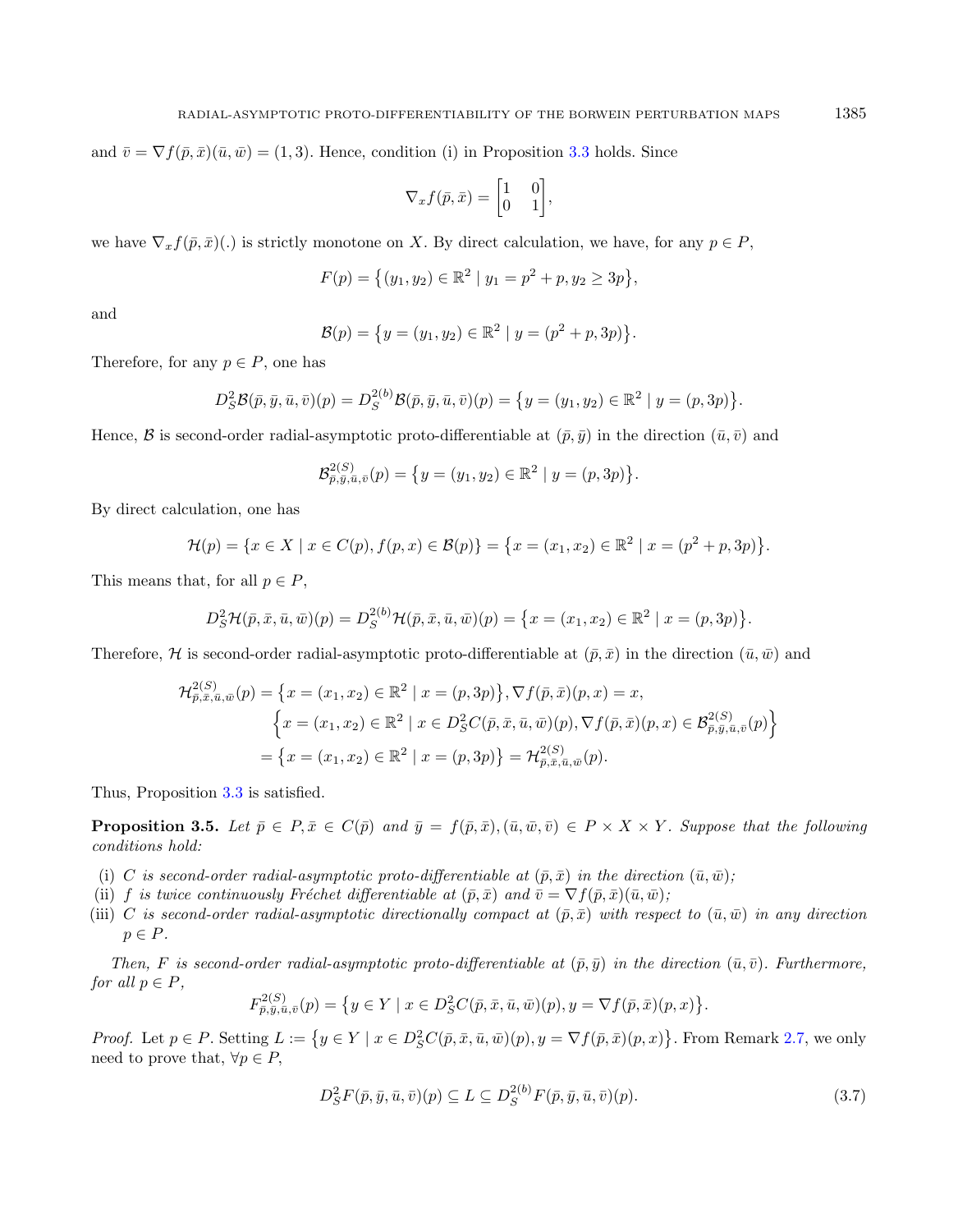and $\bar{v} = \nabla f(\bar{p}, \bar{x})(\bar{u}, \bar{w}) = (1, 3)$. Hence, condition (i) in Proposition 3.3 holds. Since

$$\nabla_x f(\bar{p}, \bar{x}) = \begin{bmatrix} 1 & 0 \\ 0 & 1 \end{bmatrix},$$

we have $\nabla_x f(\bar{p}, \bar{x})(.)$ is strictly monotone on $X$. By direct calculation, we have, for any $p \in P$,

$$F(p) = \{(y_1, y_2) \in \mathbb{R}^2 \mid y_1 = p^2 + p, y_2 \geq 3p\},$$

and

$$\mathcal{B}(p) = \{y = (y_1, y_2) \in \mathbb{R}^2 \mid y = (p^2 + p, 3p)\}.$$

Therefore, for any $p \in P$, one has

$$D_S^2 \mathcal{B}(\bar{p}, \bar{y}, \bar{u}, \bar{v})(p) = D_S^{2(b)} \mathcal{B}(\bar{p}, \bar{y}, \bar{u}, \bar{v})(p) = \{y = (y_1, y_2) \in \mathbb{R}^2 \mid y = (p, 3p)\}.$$

Hence, $\mathcal{B}$ is second-order radial-asymptotic proto-differentiable at $(\bar{p}, \bar{y})$ in the direction $(\bar{u}, \bar{v})$ and

$$\mathcal{B}^{2(S)}_{\bar{p}, \bar{y}, \bar{u}, \bar{v}}(p) = \{y = (y_1, y_2) \in \mathbb{R}^2 \mid y = (p, 3p)\}.$$

By direct calculation, one has

$$\mathcal{H}(p) = \{x \in X \mid x \in C(p), f(p, x) \in \mathcal{B}(p)\} = \{x = (x_1, x_2) \in \mathbb{R}^2 \mid x = (p^2 + p, 3p)\}.$$

This means that, for all $p \in P$,

$$D_S^2 \mathcal{H}(\bar{p}, \bar{x}, \bar{u}, \bar{w})(p) = D_S^{2(b)} \mathcal{H}(\bar{p}, \bar{x}, \bar{u}, \bar{w})(p) = \{x = (x_1, x_2) \in \mathbb{R}^2 \mid x = (p, 3p)\}.$$

Therefore, $\mathcal{H}$ is second-order radial-asymptotic proto-differentiable at $(\bar{p}, \bar{x})$ in the direction $(\bar{u}, \bar{w})$ and

$$\begin{aligned}
\mathcal{H}^{2(S)}_{\bar{p}, \bar{x}, \bar{u}, \bar{w}}(p) &= \{x = (x_1, x_2) \in \mathbb{R}^2 \mid x = (p, 3p)\}, \nabla f(\bar{p}, \bar{x})(p, x) = x, \\
&\quad \Big\{x = (x_1, x_2) \in \mathbb{R}^2 \mid x \in D_S^2 C(\bar{p}, \bar{x}, \bar{u}, \bar{w})(p), \nabla f(\bar{p}, \bar{x})(p, x) \in \mathcal{B}^{2(S)}_{\bar{p}, \bar{y}, \bar{u}, \bar{v}}(p)\Big\} \\
&= \{x = (x_1, x_2) \in \mathbb{R}^2 \mid x = (p, 3p)\} = \mathcal{H}^{2(S)}_{\bar{p}, \bar{x}, \bar{u}, \bar{w}}(p).
\end{aligned}$$

Thus, Proposition 3.3 is satisfied.

**Proposition 3.5.** *Let $\bar{p} \in P, \bar{x} \in C(\bar{p})$ and $\bar{y} = f(\bar{p}, \bar{x}), (\bar{u}, \bar{w}, \bar{v}) \in P \times X \times Y$. Suppose that the following conditions hold:*

- (i) *$C$ is second-order radial-asymptotic proto-differentiable at $(\bar{p}, \bar{x})$ in the direction $(\bar{u}, \bar{w})$;*
- (ii) *$f$ is twice continuously Fréchet differentiable at $(\bar{p}, \bar{x})$ and $\bar{v} = \nabla f(\bar{p}, \bar{x})(\bar{u}, \bar{w})$;*
- (iii) *$C$ is second-order radial-asymptotic directionally compact at $(\bar{p}, \bar{x})$ with respect to $(\bar{u}, \bar{w})$ in any direction $p \in P$.*

*Then, $F$ is second-order radial-asymptotic proto-differentiable at $(\bar{p}, \bar{y})$ in the direction $(\bar{u}, \bar{v})$. Furthermore, for all $p \in P$,*

$$F^{2(S)}_{\bar{p}, \bar{y}, \bar{u}, \bar{v}}(p) = \{y \in Y \mid x \in D_S^2 C(\bar{p}, \bar{x}, \bar{u}, \bar{w})(p), y = \nabla f(\bar{p}, \bar{x})(p, x)\}.$$

*Proof.* Let $p \in P$. Setting $L := \{y \in Y \mid x \in D_S^2 C(\bar{p}, \bar{x}, \bar{u}, \bar{w})(p), y = \nabla f(\bar{p}, \bar{x})(p, x)\}$. From Remark 2.7, we only need to prove that, $\forall p \in P$,

$$D_S^2 F(\bar{p}, \bar{y}, \bar{u}, \bar{v})(p) \subseteq L \subseteq D_S^{2(b)} F(\bar{p}, \bar{y}, \bar{u}, \bar{v})(p). \tag{3.7}$$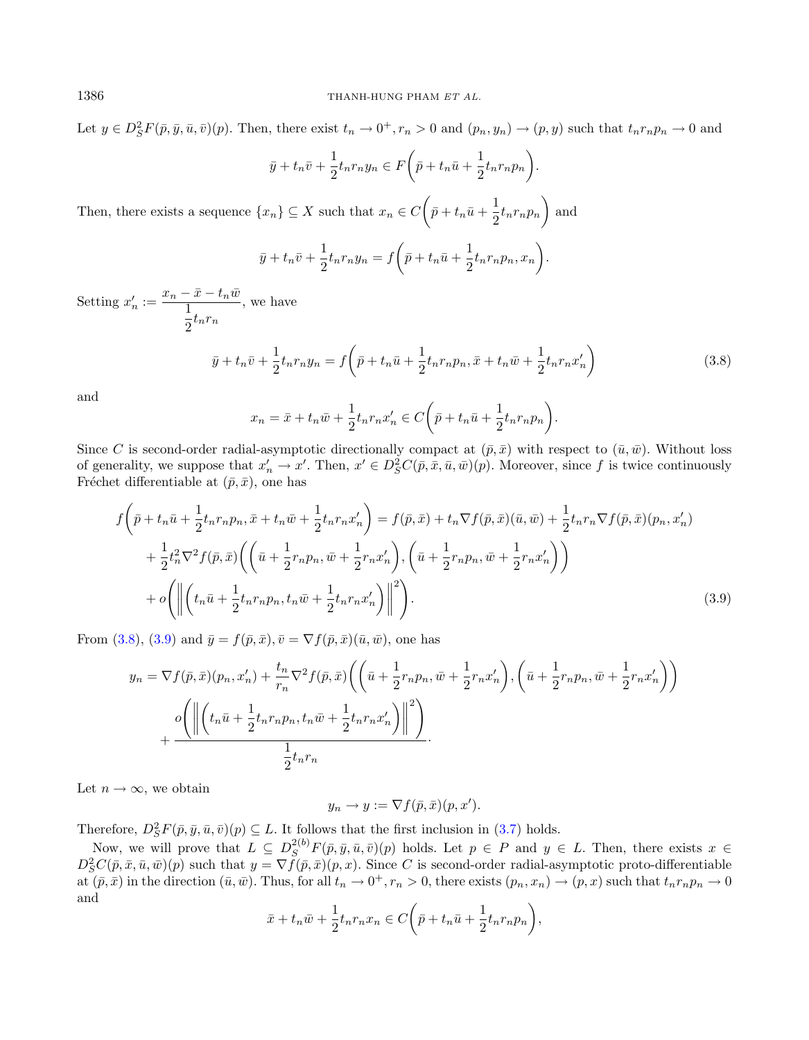Let $y \in D_S^2F(\bar{p},\bar{y},\bar{u},\bar{v})(p)$. Then, there exist $t_n \to 0^+, r_n > 0$ and $(p_n, y_n) \to (p, y)$ such that $t_n r_n p_n \to 0$ and

$$\bar{y} + t_n\bar{v} + \frac{1}{2}t_n r_n y_n \in F\bigg(\bar{p} + t_n\bar{u} + \frac{1}{2}t_n r_n p_n\bigg).$$

Then, there exists a sequence $\{x_n\} \subseteq X$ such that $x_n \in C\bigg(\bar{p} + t_n\bar{u} + \frac{1}{2}t_n r_n p_n\bigg)$ and

$$\bar{y} + t_n\bar{v} + \frac{1}{2}t_n r_n y_n = f\bigg(\bar{p} + t_n\bar{u} + \frac{1}{2}t_n r_n p_n, x_n\bigg).$$

Setting $x_n' := \dfrac{x_n - \bar{x} - t_n\bar{w}}{\frac{1}{2}t_n r_n}$, we have

$$\bar{y} + t_n\bar{v} + \frac{1}{2}t_n r_n y_n = f\bigg(\bar{p} + t_n\bar{u} + \frac{1}{2}t_n r_n p_n, \bar{x} + t_n\bar{w} + \frac{1}{2}t_n r_n x_n'\bigg) \tag{3.8}$$

and

$$x_n = \bar{x} + t_n\bar{w} + \frac{1}{2}t_n r_n x_n' \in C\bigg(\bar{p} + t_n\bar{u} + \frac{1}{2}t_n r_n p_n\bigg).$$

Since $C$ is second-order radial-asymptotic directionally compact at $(\bar{p},\bar{x})$ with respect to $(\bar{u},\bar{w})$. Without loss of generality, we suppose that $x_n' \to x'$. Then, $x' \in D_S^2C(\bar{p},\bar{x},\bar{u},\bar{w})(p)$. Moreover, since $f$ is twice continuously Fréchet differentiable at $(\bar{p},\bar{x})$, one has

$$\begin{aligned}
f\bigg(\bar{p} + t_n\bar{u} + \frac{1}{2}t_n r_n p_n, \bar{x} + t_n\bar{w} + \frac{1}{2}t_n r_n x_n'\bigg) &= f(\bar{p},\bar{x}) + t_n\nabla f(\bar{p},\bar{x})(\bar{u},\bar{w}) + \frac{1}{2}t_n r_n \nabla f(\bar{p},\bar{x})(p_n, x_n') \\
&+ \frac{1}{2}t_n^2\nabla^2 f(\bar{p},\bar{x})\bigg(\bigg(\bar{u} + \frac{1}{2}r_n p_n, \bar{w} + \frac{1}{2}r_n x_n'\bigg), \bigg(\bar{u} + \frac{1}{2}r_n p_n, \bar{w} + \frac{1}{2}r_n x_n'\bigg)\bigg) \\
&+ o\bigg(\bigg\|\bigg(t_n\bar{u} + \frac{1}{2}t_n r_n p_n, t_n\bar{w} + \frac{1}{2}t_n r_n x_n'\bigg)\bigg\|^2\bigg).
\end{aligned} \tag{3.9}$$

From (3.8), (3.9) and $\bar{y} = f(\bar{p},\bar{x}), \bar{v} = \nabla f(\bar{p},\bar{x})(\bar{u},\bar{w})$, one has

$$\begin{aligned}
y_n &= \nabla f(\bar{p},\bar{x})(p_n, x_n') + \frac{t_n}{r_n}\nabla^2 f(\bar{p},\bar{x})\bigg(\bigg(\bar{u} + \frac{1}{2}r_n p_n, \bar{w} + \frac{1}{2}r_n x_n'\bigg), \bigg(\bar{u} + \frac{1}{2}r_n p_n, \bar{w} + \frac{1}{2}r_n x_n'\bigg)\bigg) \\
&+ \frac{o\bigg(\bigg\|\bigg(t_n\bar{u} + \frac{1}{2}t_n r_n p_n, t_n\bar{w} + \frac{1}{2}t_n r_n x_n'\bigg)\bigg\|^2\bigg)}{\frac{1}{2}t_n r_n}.
\end{aligned}$$

Let $n \to \infty$, we obtain

$$y_n \to y := \nabla f(\bar{p},\bar{x})(p, x').$$

Therefore, $D_S^2F(\bar{p},\bar{y},\bar{u},\bar{v})(p) \subseteq L$. It follows that the first inclusion in (3.7) holds.

Now, we will prove that $L \subseteq D_S^{2(b)}F(\bar{p},\bar{y},\bar{u},\bar{v})(p)$ holds. Let $p \in P$ and $y \in L$. Then, there exists $x \in D_S^2C(\bar{p},\bar{x},\bar{u},\bar{w})(p)$ such that $y = \nabla f(\bar{p},\bar{x})(p,x)$. Since $C$ is second-order radial-asymptotic proto-differentiable at $(\bar{p},\bar{x})$ in the direction $(\bar{u},\bar{w})$. Thus, for all $t_n \to 0^+, r_n > 0$, there exists $(p_n, x_n) \to (p, x)$ such that $t_n r_n p_n \to 0$ and

$$\bar{x} + t_n\bar{w} + \frac{1}{2}t_n r_n x_n \in C\bigg(\bar{p} + t_n\bar{u} + \frac{1}{2}t_n r_n p_n\bigg),$$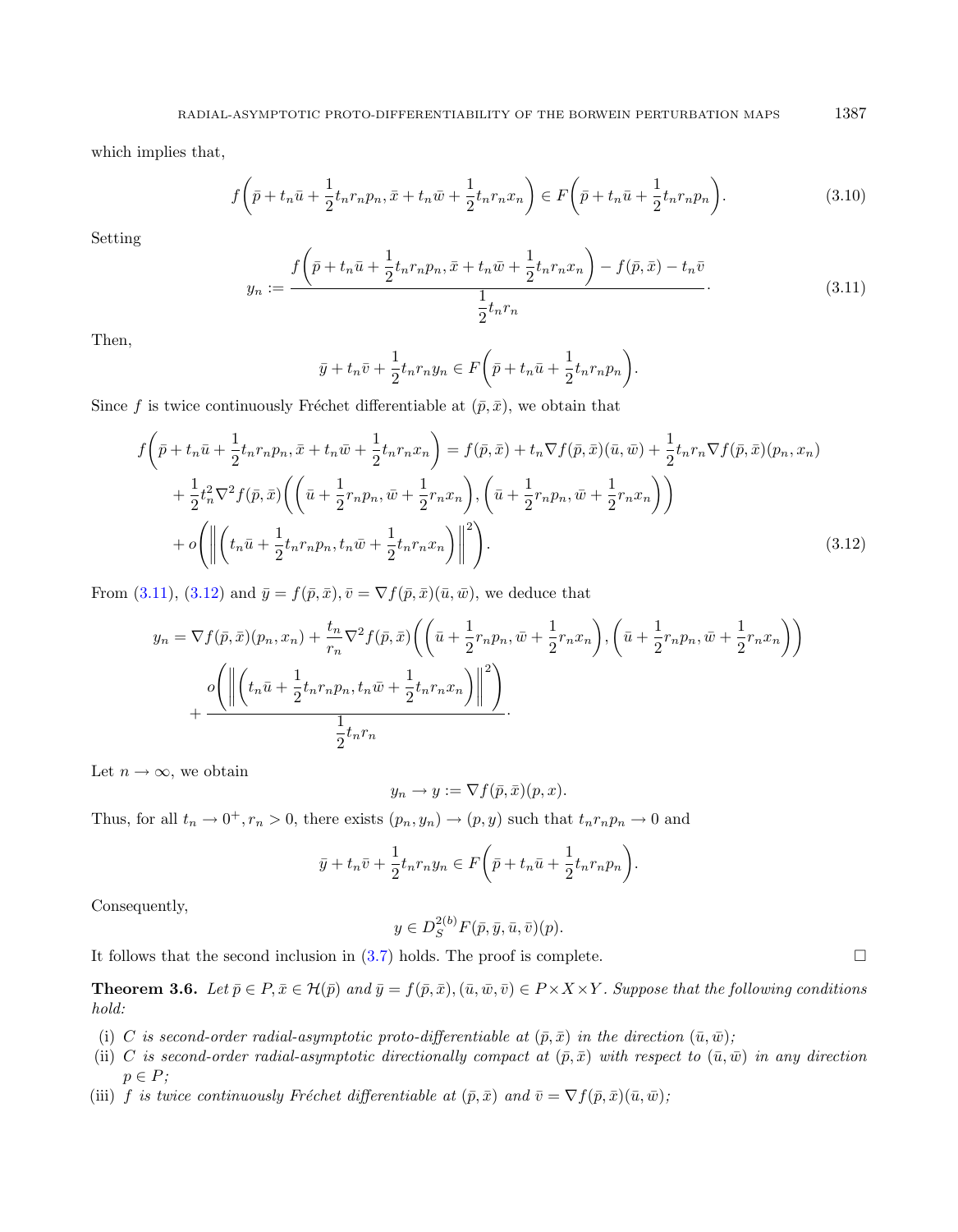which implies that,

$$f\left(\bar{p} + t_n\bar{u} + \frac{1}{2}t_nr_np_n, \bar{x} + t_n\bar{w} + \frac{1}{2}t_nr_nx_n\right) \in F\left(\bar{p} + t_n\bar{u} + \frac{1}{2}t_nr_np_n\right). \tag{3.10}$$

Setting

$$y_n := \frac{f\left(\bar{p} + t_n\bar{u} + \frac{1}{2}t_nr_np_n, \bar{x} + t_n\bar{w} + \frac{1}{2}t_nr_nx_n\right) - f(\bar{p}, \bar{x}) - t_n\bar{v}}{\frac{1}{2}t_nr_n}. \tag{3.11}$$

Then,

$$\bar{y} + t_n\bar{v} + \frac{1}{2}t_nr_ny_n \in F\left(\bar{p} + t_n\bar{u} + \frac{1}{2}t_nr_np_n\right).$$

Since $f$ is twice continuously Fréchet differentiable at $(\bar{p}, \bar{x})$, we obtain that

$$\begin{aligned}
f\left(\bar{p} + t_n\bar{u} + \frac{1}{2}t_nr_np_n, \bar{x} + t_n\bar{w} + \frac{1}{2}t_nr_nx_n\right) &= f(\bar{p}, \bar{x}) + t_n\nabla f(\bar{p}, \bar{x})(\bar{u}, \bar{w}) + \frac{1}{2}t_nr_n\nabla f(\bar{p}, \bar{x})(p_n, x_n) \\
&+ \frac{1}{2}t_n^2\nabla^2 f(\bar{p}, \bar{x})\left(\left(\bar{u} + \frac{1}{2}r_np_n, \bar{w} + \frac{1}{2}r_nx_n\right), \left(\bar{u} + \frac{1}{2}r_np_n, \bar{w} + \frac{1}{2}r_nx_n\right)\right) \\
&+ o\left(\left\|\left(t_n\bar{u} + \frac{1}{2}t_nr_np_n, t_n\bar{w} + \frac{1}{2}t_nr_nx_n\right)\right\|^2\right).
\end{aligned} \tag{3.12}$$

From (3.11), (3.12) and $\bar{y} = f(\bar{p}, \bar{x}), \bar{v} = \nabla f(\bar{p}, \bar{x})(\bar{u}, \bar{w})$, we deduce that

$$\begin{aligned}
y_n = \nabla f(\bar{p}, \bar{x})(p_n, x_n) &+ \frac{t_n}{r_n}\nabla^2 f(\bar{p}, \bar{x})\left(\left(\bar{u} + \frac{1}{2}r_np_n, \bar{w} + \frac{1}{2}r_nx_n\right), \left(\bar{u} + \frac{1}{2}r_np_n, \bar{w} + \frac{1}{2}r_nx_n\right)\right) \\
&+ \frac{o\left(\left\|\left(t_n\bar{u} + \frac{1}{2}t_nr_np_n, t_n\bar{w} + \frac{1}{2}t_nr_nx_n\right)\right\|^2\right)}{\frac{1}{2}t_nr_n}.
\end{aligned}$$

Let $n \to \infty$, we obtain

$$y_n \to y := \nabla f(\bar{p}, \bar{x})(p, x).$$

Thus, for all $t_n \to 0^+, r_n > 0$, there exists $(p_n, y_n) \to (p, y)$ such that $t_nr_np_n \to 0$ and

$$\bar{y} + t_n\bar{v} + \frac{1}{2}t_nr_ny_n \in F\left(\bar{p} + t_n\bar{u} + \frac{1}{2}t_nr_np_n\right).$$

Consequently,

$$y \in D_S^{2(b)}F(\bar{p}, \bar{y}, \bar{u}, \bar{v})(p).$$

It follows that the second inclusion in (3.7) holds. The proof is complete. □

**Theorem 3.6.** *Let $\bar{p} \in P, \bar{x} \in \mathcal{H}(\bar{p})$ and $\bar{y} = f(\bar{p}, \bar{x}), (\bar{u}, \bar{w}, \bar{v}) \in P \times X \times Y$. Suppose that the following conditions hold:*

- (i) *$C$ is second-order radial-asymptotic proto-differentiable at $(\bar{p}, \bar{x})$ in the direction $(\bar{u}, \bar{w})$;*
- (ii) *$C$ is second-order radial-asymptotic directionally compact at $(\bar{p}, \bar{x})$ with respect to $(\bar{u}, \bar{w})$ in any direction $p \in P$;*
- (iii) *$f$ is twice continuously Fréchet differentiable at $(\bar{p}, \bar{x})$ and $\bar{v} = \nabla f(\bar{p}, \bar{x})(\bar{u}, \bar{w})$;*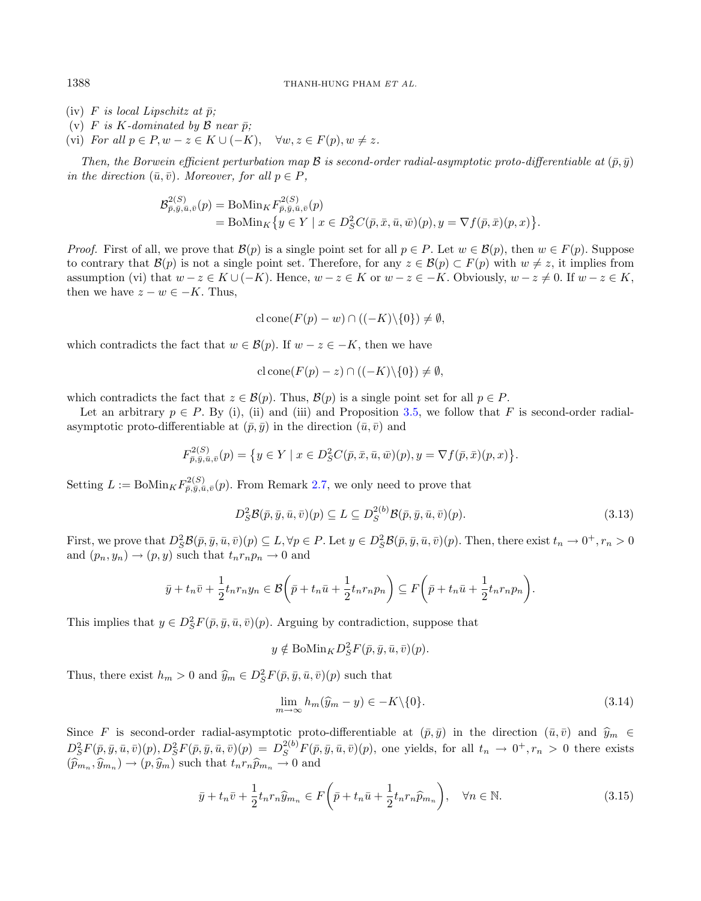(iv) $F$ *is local Lipschitz at* $\bar{p}$*;*

(v) $F$ *is* $K$*-dominated by* $\mathcal{B}$ *near* $\bar{p}$*;*

(vi) *For all* $p \in P, w - z \in K \cup (-K), \quad \forall w, z \in F(p), w \neq z.$

*Then, the Borwein efficient perturbation map* $\mathcal{B}$ *is second-order radial-asymptotic proto-differentiable at* $(\bar{p}, \bar{y})$ *in the direction* $(\bar{u}, \bar{v})$*. Moreover, for all* $p \in P$*,*

$$\begin{aligned}\mathcal{B}^{2(S)}_{\bar{p},\bar{y},\bar{u},\bar{v}}(p) &= \mathrm{BoMin}_K F^{2(S)}_{\bar{p},\bar{y},\bar{u},\bar{v}}(p) \\ &= \mathrm{BoMin}_K \big\{ y \in Y \mid x \in D^2_S C(\bar{p}, \bar{x}, \bar{u}, \bar{w})(p), y = \nabla f(\bar{p}, \bar{x})(p, x) \big\}.\end{aligned}$$

*Proof.* First of all, we prove that $\mathcal{B}(p)$ is a single point set for all $p \in P$. Let $w \in \mathcal{B}(p)$, then $w \in F(p)$. Suppose to contrary that $\mathcal{B}(p)$ is not a single point set. Therefore, for any $z \in \mathcal{B}(p) \subset F(p)$ with $w \neq z$, it implies from assumption (vi) that $w - z \in K \cup (-K)$. Hence, $w - z \in K$ or $w - z \in -K$. Obviously, $w - z \neq 0$. If $w - z \in K$, then we have $z - w \in -K$. Thus,

$$\mathrm{cl}\,\mathrm{cone}(F(p) - w) \cap ((-K)\backslash\{0\}) \neq \emptyset,$$

which contradicts the fact that $w \in \mathcal{B}(p)$. If $w - z \in -K$, then we have

$$\mathrm{cl}\,\mathrm{cone}(F(p) - z) \cap ((-K)\backslash\{0\}) \neq \emptyset,$$

which contradicts the fact that $z \in \mathcal{B}(p)$. Thus, $\mathcal{B}(p)$ is a single point set for all $p \in P$.

Let an arbitrary $p \in P$. By (i), (ii) and (iii) and Proposition 3.5, we follow that $F$ is second-order radial-asymptotic proto-differentiable at $(\bar{p}, \bar{y})$ in the direction $(\bar{u}, \bar{v})$ and

$$F^{2(S)}_{\bar{p},\bar{y},\bar{u},\bar{v}}(p) = \big\{ y \in Y \mid x \in D^2_S C(\bar{p}, \bar{x}, \bar{u}, \bar{w})(p), y = \nabla f(\bar{p}, \bar{x})(p, x) \big\}.$$

Setting $L := \mathrm{BoMin}_K F^{2(S)}_{\bar{p},\bar{y},\bar{u},\bar{v}}(p)$. From Remark 2.7, we only need to prove that

$$D^2_S \mathcal{B}(\bar{p}, \bar{y}, \bar{u}, \bar{v})(p) \subseteq L \subseteq D^{2(b)}_S \mathcal{B}(\bar{p}, \bar{y}, \bar{u}, \bar{v})(p). \tag{3.13}$$

First, we prove that $D^2_S \mathcal{B}(\bar{p}, \bar{y}, \bar{u}, \bar{v})(p) \subseteq L, \forall p \in P$. Let $y \in D^2_S \mathcal{B}(\bar{p}, \bar{y}, \bar{u}, \bar{v})(p)$. Then, there exist $t_n \to 0^+, r_n > 0$ and $(p_n, y_n) \to (p, y)$ such that $t_n r_n p_n \to 0$ and

$$\bar{y} + t_n \bar{v} + \frac{1}{2} t_n r_n y_n \in \mathcal{B}\bigg(\bar{p} + t_n \bar{u} + \frac{1}{2} t_n r_n p_n\bigg) \subseteq F\bigg(\bar{p} + t_n \bar{u} + \frac{1}{2} t_n r_n p_n\bigg).$$

This implies that $y \in D^2_S F(\bar{p}, \bar{y}, \bar{u}, \bar{v})(p)$. Arguing by contradiction, suppose that

$$y \notin \mathrm{BoMin}_K D^2_S F(\bar{p}, \bar{y}, \bar{u}, \bar{v})(p).$$

Thus, there exist $h_m > 0$ and $\widehat{y}_m \in D^2_S F(\bar{p}, \bar{y}, \bar{u}, \bar{v})(p)$ such that

$$\lim_{m \to \infty} h_m(\widehat{y}_m - y) \in -K\backslash\{0\}. \tag{3.14}$$

Since $F$ is second-order radial-asymptotic proto-differentiable at $(\bar{p}, \bar{y})$ in the direction $(\bar{u}, \bar{v})$ and $\widehat{y}_m \in D^2_S F(\bar{p}, \bar{y}, \bar{u}, \bar{v})(p), D^2_S F(\bar{p}, \bar{y}, \bar{u}, \bar{v})(p) = D^{2(b)}_S F(\bar{p}, \bar{y}, \bar{u}, \bar{v})(p)$, one yields, for all $t_n \to 0^+, r_n > 0$ there exists $(\widehat{p}_{m_n}, \widehat{y}_{m_n}) \to (p, \widehat{y}_m)$ such that $t_n r_n \widehat{p}_{m_n} \to 0$ and

$$\bar{y} + t_n \bar{v} + \frac{1}{2} t_n r_n \widehat{y}_{m_n} \in F\bigg(\bar{p} + t_n \bar{u} + \frac{1}{2} t_n r_n \widehat{p}_{m_n}\bigg), \quad \forall n \in \mathbb{N}. \tag{3.15}$$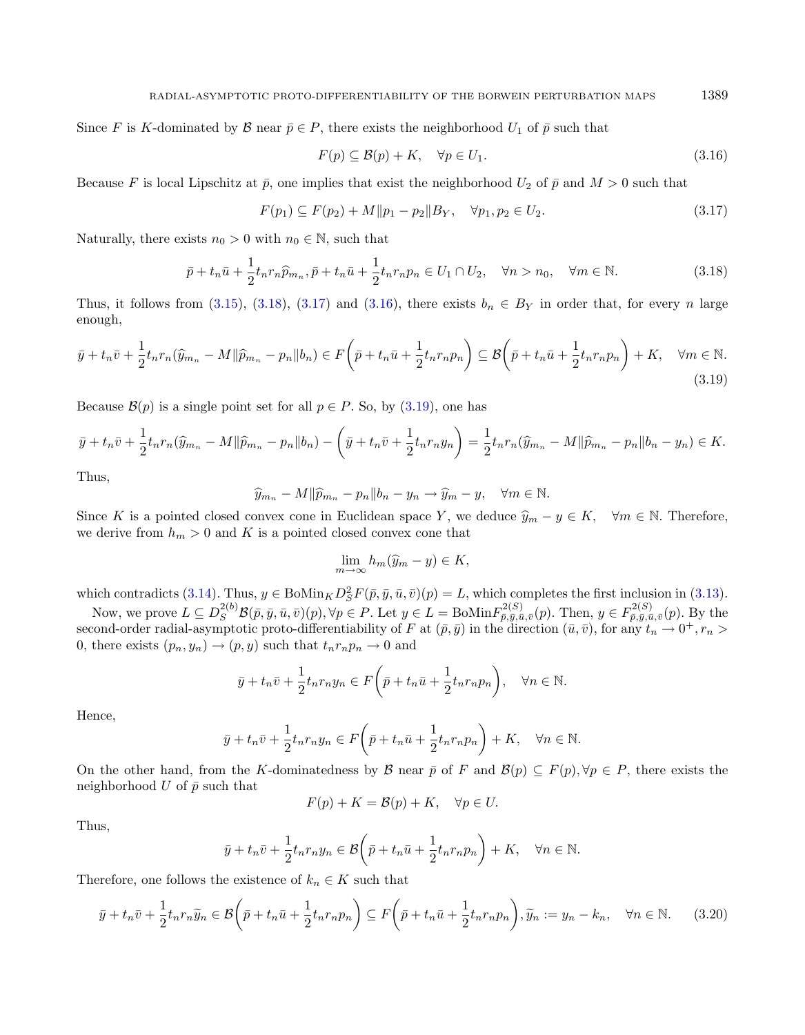Since $F$ is $K$-dominated by $\mathcal{B}$ near $\bar{p} \in P$, there exists the neighborhood $U_1$ of $\bar{p}$ such that

$$F(p) \subseteq \mathcal{B}(p) + K, \quad \forall p \in U_1. \tag{3.16}$$

Because $F$ is local Lipschitz at $\bar{p}$, one implies that exist the neighborhood $U_2$ of $\bar{p}$ and $M > 0$ such that

$$F(p_1) \subseteq F(p_2) + M\|p_1 - p_2\| B_Y, \quad \forall p_1, p_2 \in U_2. \tag{3.17}$$

Naturally, there exists $n_0 > 0$ with $n_0 \in \mathbb{N}$, such that

$$\bar{p} + t_n\bar{u} + \frac{1}{2}t_n r_n \widehat{p}_{m_n}, \bar{p} + t_n\bar{u} + \frac{1}{2}t_n r_n p_n \in U_1 \cap U_2, \quad \forall n > n_0, \quad \forall m \in \mathbb{N}. \tag{3.18}$$

Thus, it follows from (3.15), (3.18), (3.17) and (3.16), there exists $b_n \in B_Y$ in order that, for every $n$ large enough,

$$\bar{y} + t_n\bar{v} + \frac{1}{2}t_n r_n(\widehat{y}_{m_n} - M\|\widehat{p}_{m_n} - p_n\|b_n) \in F\left(\bar{p} + t_n\bar{u} + \frac{1}{2}t_n r_n p_n\right) \subseteq \mathcal{B}\left(\bar{p} + t_n\bar{u} + \frac{1}{2}t_n r_n p_n\right) + K, \quad \forall m \in \mathbb{N}. \tag{3.19}$$

Because $\mathcal{B}(p)$ is a single point set for all $p \in P$. So, by (3.19), one has

$$\bar{y} + t_n\bar{v} + \frac{1}{2}t_n r_n(\widehat{y}_{m_n} - M\|\widehat{p}_{m_n} - p_n\|b_n) - \left(\bar{y} + t_n\bar{v} + \frac{1}{2}t_n r_n y_n\right) = \frac{1}{2}t_n r_n(\widehat{y}_{m_n} - M\|\widehat{p}_{m_n} - p_n\|b_n - y_n) \in K.$$

Thus,

$$\widehat{y}_{m_n} - M\|\widehat{p}_{m_n} - p_n\|b_n - y_n \to \widehat{y}_m - y, \quad \forall m \in \mathbb{N}.$$

Since $K$ is a pointed closed convex cone in Euclidean space $Y$, we deduce $\widehat{y}_m - y \in K, \quad \forall m \in \mathbb{N}$. Therefore, we derive from $h_m > 0$ and $K$ is a pointed closed convex cone that

$$\lim_{m\to\infty} h_m(\widehat{y}_m - y) \in K,$$

which contradicts (3.14). Thus, $y \in \text{BoMin}_K D_S^2 F(\bar{p}, \bar{y}, \bar{u}, \bar{v})(p) = L$, which completes the first inclusion in (3.13).

Now, we prove $L \subseteq D_S^{2(b)}\mathcal{B}(\bar{p}, \bar{y}, \bar{u}, \bar{v})(p), \forall p \in P$. Let $y \in L = \text{BoMin} F^{2(S)}_{\bar{p},\bar{y},\bar{u},\bar{v}}(p)$. Then, $y \in F^{2(S)}_{\bar{p},\bar{y},\bar{u},\bar{v}}(p)$. By the second-order radial-asymptotic proto-differentiability of $F$ at $(\bar{p}, \bar{y})$ in the direction $(\bar{u}, \bar{v})$, for any $t_n \to 0^+, r_n > 0$, there exists $(p_n, y_n) \to (p, y)$ such that $t_n r_n p_n \to 0$ and

$$\bar{y} + t_n\bar{v} + \frac{1}{2}t_n r_n y_n \in F\left(\bar{p} + t_n\bar{u} + \frac{1}{2}t_n r_n p_n\right), \quad \forall n \in \mathbb{N}.$$

Hence,

$$\bar{y} + t_n\bar{v} + \frac{1}{2}t_n r_n y_n \in F\left(\bar{p} + t_n\bar{u} + \frac{1}{2}t_n r_n p_n\right) + K, \quad \forall n \in \mathbb{N}.$$

On the other hand, from the $K$-dominatedness by $\mathcal{B}$ near $\bar{p}$ of $F$ and $\mathcal{B}(p) \subseteq F(p), \forall p \in P$, there exists the neighborhood $U$ of $\bar{p}$ such that

$$F(p) + K = \mathcal{B}(p) + K, \quad \forall p \in U.$$

Thus,

$$\bar{y} + t_n\bar{v} + \frac{1}{2}t_n r_n y_n \in \mathcal{B}\left(\bar{p} + t_n\bar{u} + \frac{1}{2}t_n r_n p_n\right) + K, \quad \forall n \in \mathbb{N}.$$

Therefore, one follows the existence of $k_n \in K$ such that

$$\bar{y} + t_n\bar{v} + \frac{1}{2}t_n r_n \widetilde{y}_n \in \mathcal{B}\left(\bar{p} + t_n\bar{u} + \frac{1}{2}t_n r_n p_n\right) \subseteq F\left(\bar{p} + t_n\bar{u} + \frac{1}{2}t_n r_n p_n\right), \widetilde{y}_n := y_n - k_n, \quad \forall n \in \mathbb{N}. \tag{3.20}$$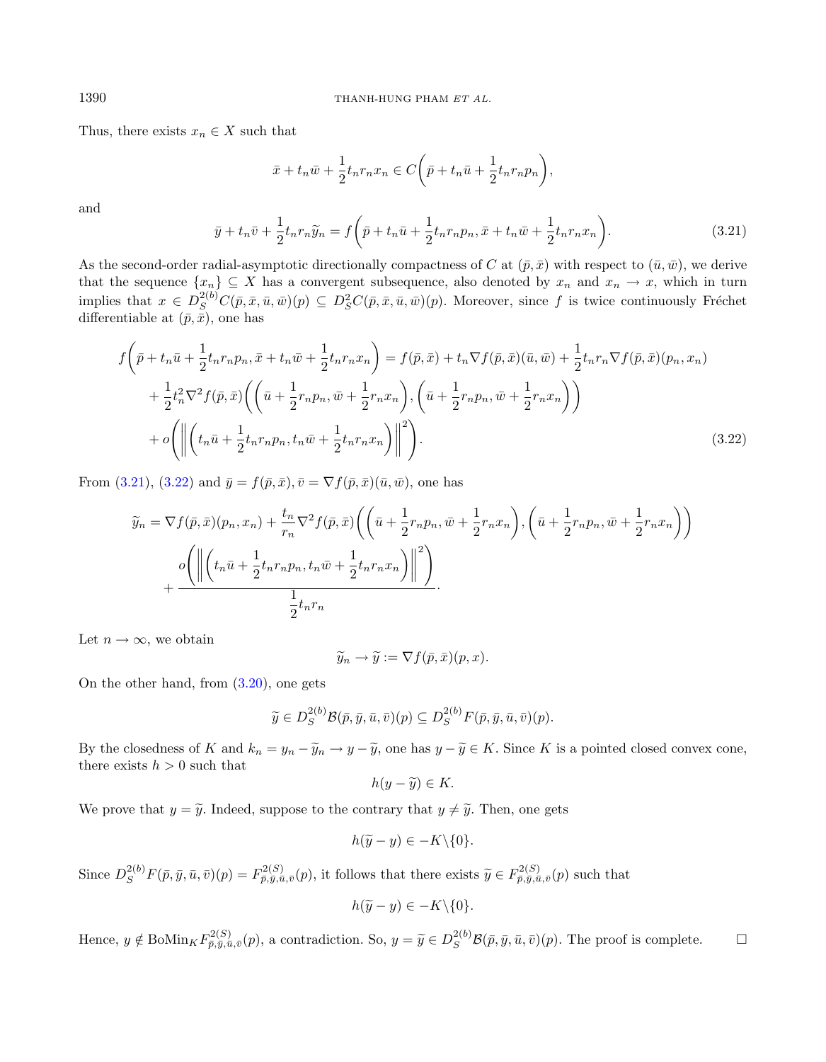Thus, there exists $x_n \in X$ such that

$$\bar{x} + t_n\bar{w} + \frac{1}{2}t_n r_n x_n \in C\bigg(\bar{p} + t_n\bar{u} + \frac{1}{2}t_n r_n p_n\bigg),$$

and

$$\bar{y} + t_n\bar{v} + \frac{1}{2}t_n r_n \widetilde{y}_n = f\bigg(\bar{p} + t_n\bar{u} + \frac{1}{2}t_n r_n p_n, \bar{x} + t_n\bar{w} + \frac{1}{2}t_n r_n x_n\bigg). \tag{3.21}$$

As the second-order radial-asymptotic directionally compactness of $C$ at $(\bar{p}, \bar{x})$ with respect to $(\bar{u}, \bar{w})$, we derive that the sequence $\{x_n\} \subseteq X$ has a convergent subsequence, also denoted by $x_n$ and $x_n \to x$, which in turn implies that $x \in D_S^{2(b)}C(\bar{p}, \bar{x}, \bar{u}, \bar{w})(p) \subseteq D_S^2 C(\bar{p}, \bar{x}, \bar{u}, \bar{w})(p)$. Moreover, since $f$ is twice continuously Fréchet differentiable at $(\bar{p}, \bar{x})$, one has

$$\begin{aligned} f\bigg(\bar{p} + t_n\bar{u} + \frac{1}{2}t_n r_n p_n, \bar{x} + t_n\bar{w} + \frac{1}{2}t_n r_n x_n\bigg) &= f(\bar{p}, \bar{x}) + t_n\nabla f(\bar{p}, \bar{x})(\bar{u}, \bar{w}) + \frac{1}{2}t_n r_n \nabla f(\bar{p}, \bar{x})(p_n, x_n) \\ &+ \frac{1}{2}t_n^2 \nabla^2 f(\bar{p}, \bar{x})\bigg(\bigg(\bar{u} + \frac{1}{2}r_n p_n, \bar{w} + \frac{1}{2}r_n x_n\bigg), \bigg(\bar{u} + \frac{1}{2}r_n p_n, \bar{w} + \frac{1}{2}r_n x_n\bigg)\bigg) \\ &+ o\bigg(\bigg\|\bigg(t_n\bar{u} + \frac{1}{2}t_n r_n p_n, t_n\bar{w} + \frac{1}{2}t_n r_n x_n\bigg)\bigg\|^2\bigg). \end{aligned} \tag{3.22}$$

From (3.21), (3.22) and $\bar{y} = f(\bar{p}, \bar{x}), \bar{v} = \nabla f(\bar{p}, \bar{x})(\bar{u}, \bar{w})$, one has

$$\begin{aligned} \widetilde{y}_n &= \nabla f(\bar{p}, \bar{x})(p_n, x_n) + \frac{t_n}{r_n}\nabla^2 f(\bar{p}, \bar{x})\bigg(\bigg(\bar{u} + \frac{1}{2}r_n p_n, \bar{w} + \frac{1}{2}r_n x_n\bigg), \bigg(\bar{u} + \frac{1}{2}r_n p_n, \bar{w} + \frac{1}{2}r_n x_n\bigg)\bigg) \\ &+ \frac{o\bigg(\bigg\|\bigg(t_n\bar{u} + \frac{1}{2}t_n r_n p_n, t_n\bar{w} + \frac{1}{2}t_n r_n x_n\bigg)\bigg\|^2\bigg)}{\frac{1}{2}t_n r_n}. \end{aligned}$$

Let $n \to \infty$, we obtain

$$\widetilde{y}_n \to \widetilde{y} := \nabla f(\bar{p}, \bar{x})(p, x).$$

On the other hand, from (3.20), one gets

$$\widetilde{y} \in D_S^{2(b)}\mathcal{B}(\bar{p}, \bar{y}, \bar{u}, \bar{v})(p) \subseteq D_S^{2(b)}F(\bar{p}, \bar{y}, \bar{u}, \bar{v})(p).$$

By the closedness of $K$ and $k_n = y_n - \widetilde{y}_n \to y - \widetilde{y}$, one has $y - \widetilde{y} \in K$. Since $K$ is a pointed closed convex cone, there exists $h > 0$ such that

$$h(y - \widetilde{y}) \in K.$$

We prove that $y = \widetilde{y}$. Indeed, suppose to the contrary that $y \neq \widetilde{y}$. Then, one gets

$$h(\widetilde{y} - y) \in -K\backslash\{0\}.$$

Since $D_S^{2(b)}F(\bar{p}, \bar{y}, \bar{u}, \bar{v})(p) = F^{2(S)}_{\bar{p},\bar{y},\bar{u},\bar{v}}(p)$, it follows that there exists $\widetilde{y} \in F^{2(S)}_{\bar{p},\bar{y},\bar{u},\bar{v}}(p)$ such that

$$h(\widetilde{y} - y) \in -K\backslash\{0\}.$$

Hence, $y \notin \mathrm{BoMin}_K F^{2(S)}_{\bar{p},\bar{y},\bar{u},\bar{v}}(p)$, a contradiction. So, $y = \widetilde{y} \in D_S^{2(b)}\mathcal{B}(\bar{p}, \bar{y}, \bar{u}, \bar{v})(p)$. The proof is complete. □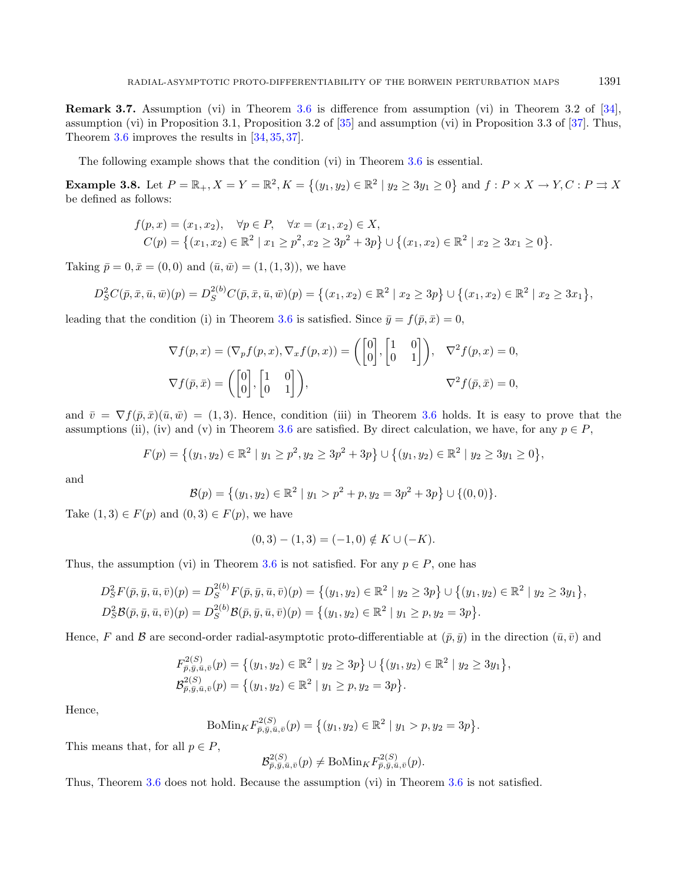**Remark 3.7.** Assumption (vi) in Theorem 3.6 is difference from assumption (vi) in Theorem 3.2 of [34], assumption (vi) in Proposition 3.1, Proposition 3.2 of [35] and assumption (vi) in Proposition 3.3 of [37]. Thus, Theorem 3.6 improves the results in [34, 35, 37].

The following example shows that the condition (vi) in Theorem 3.6 is essential.

**Example 3.8.** Let $P = \mathbb{R}_+, X = Y = \mathbb{R}^2, K = \{(y_1, y_2) \in \mathbb{R}^2 \mid y_2 \geq 3y_1 \geq 0\}$ and $f : P \times X \to Y, C : P \rightrightarrows X$ be defined as follows:

$$
\begin{aligned}
&f(p, x) = (x_1, x_2), \quad \forall p \in P, \quad \forall x = (x_1, x_2) \in X,\\
&C(p) = \{(x_1, x_2) \in \mathbb{R}^2 \mid x_1 \geq p^2, x_2 \geq 3p^2 + 3p\} \cup \{(x_1, x_2) \in \mathbb{R}^2 \mid x_2 \geq 3x_1 \geq 0\}.
\end{aligned}
$$

Taking $\bar{p} = 0, \bar{x} = (0, 0)$ and $(\bar{u}, \bar{w}) = (1, (1, 3))$, we have

$$
D_S^2 C(\bar{p}, \bar{x}, \bar{u}, \bar{w})(p) = D_S^{2(b)} C(\bar{p}, \bar{x}, \bar{u}, \bar{w})(p) = \{(x_1, x_2) \in \mathbb{R}^2 \mid x_2 \geq 3p\} \cup \{(x_1, x_2) \in \mathbb{R}^2 \mid x_2 \geq 3x_1\},
$$

leading that the condition (i) in Theorem 3.6 is satisfied. Since $\bar{y} = f(\bar{p}, \bar{x}) = 0$,

$$
\begin{aligned}
&\nabla f(p, x) = (\nabla_p f(p, x), \nabla_x f(p, x)) = \left( \begin{bmatrix} 0 \\ 0 \end{bmatrix}, \begin{bmatrix} 1 & 0 \\ 0 & 1 \end{bmatrix} \right), \quad \nabla^2 f(p, x) = 0,\\
&\nabla f(\bar{p}, \bar{x}) = \left( \begin{bmatrix} 0 \\ 0 \end{bmatrix}, \begin{bmatrix} 1 & 0 \\ 0 & 1 \end{bmatrix} \right), \qquad \nabla^2 f(\bar{p}, \bar{x}) = 0,
\end{aligned}
$$

and $\bar{v} = \nabla f(\bar{p}, \bar{x})(\bar{u}, \bar{w}) = (1, 3)$. Hence, condition (iii) in Theorem 3.6 holds. It is easy to prove that the assumptions (ii), (iv) and (v) in Theorem 3.6 are satisfied. By direct calculation, we have, for any $p \in P$,

$$
F(p) = \{(y_1, y_2) \in \mathbb{R}^2 \mid y_1 \geq p^2, y_2 \geq 3p^2 + 3p\} \cup \{(y_1, y_2) \in \mathbb{R}^2 \mid y_2 \geq 3y_1 \geq 0\},
$$

and

$$
\mathcal{B}(p) = \{(y_1, y_2) \in \mathbb{R}^2 \mid y_1 > p^2 + p, y_2 = 3p^2 + 3p\} \cup \{(0, 0)\}.
$$

Take $(1, 3) \in F(p)$ and $(0, 3) \in F(p)$, we have

$$
(0, 3) - (1, 3) = (-1, 0) \notin K \cup (-K).
$$

Thus, the assumption (vi) in Theorem 3.6 is not satisfied. For any $p \in P$, one has

$$
\begin{aligned}
&D_S^2 F(\bar{p}, \bar{y}, \bar{u}, \bar{v})(p) = D_S^{2(b)} F(\bar{p}, \bar{y}, \bar{u}, \bar{v})(p) = \{(y_1, y_2) \in \mathbb{R}^2 \mid y_2 \geq 3p\} \cup \{(y_1, y_2) \in \mathbb{R}^2 \mid y_2 \geq 3y_1\},\\
&D_S^2 \mathcal{B}(\bar{p}, \bar{y}, \bar{u}, \bar{v})(p) = D_S^{2(b)} \mathcal{B}(\bar{p}, \bar{y}, \bar{u}, \bar{v})(p) = \{(y_1, y_2) \in \mathbb{R}^2 \mid y_1 \geq p, y_2 = 3p\}.
\end{aligned}
$$

Hence, $F$ and $\mathcal{B}$ are second-order radial-asymptotic proto-differentiable at $(\bar{p}, \bar{y})$ in the direction $(\bar{u}, \bar{v})$ and

$$
\begin{aligned}
&F^{2(S)}_{\bar{p}, \bar{y}, \bar{u}, \bar{v}}(p) = \{(y_1, y_2) \in \mathbb{R}^2 \mid y_2 \geq 3p\} \cup \{(y_1, y_2) \in \mathbb{R}^2 \mid y_2 \geq 3y_1\},\\
&\mathcal{B}^{2(S)}_{\bar{p}, \bar{y}, \bar{u}, \bar{v}}(p) = \{(y_1, y_2) \in \mathbb{R}^2 \mid y_1 \geq p, y_2 = 3p\}.
\end{aligned}
$$

Hence,

$$
\mathrm{BoMin}_K F^{2(S)}_{\bar{p}, \bar{y}, \bar{u}, \bar{v}}(p) = \{(y_1, y_2) \in \mathbb{R}^2 \mid y_1 > p, y_2 = 3p\}.
$$

This means that, for all $p \in P$,

$$
\mathcal{B}^{2(S)}_{\bar{p}, \bar{y}, \bar{u}, \bar{v}}(p) \neq \mathrm{BoMin}_K F^{2(S)}_{\bar{p}, \bar{y}, \bar{u}, \bar{v}}(p).
$$

Thus, Theorem 3.6 does not hold. Because the assumption (vi) in Theorem 3.6 is not satisfied.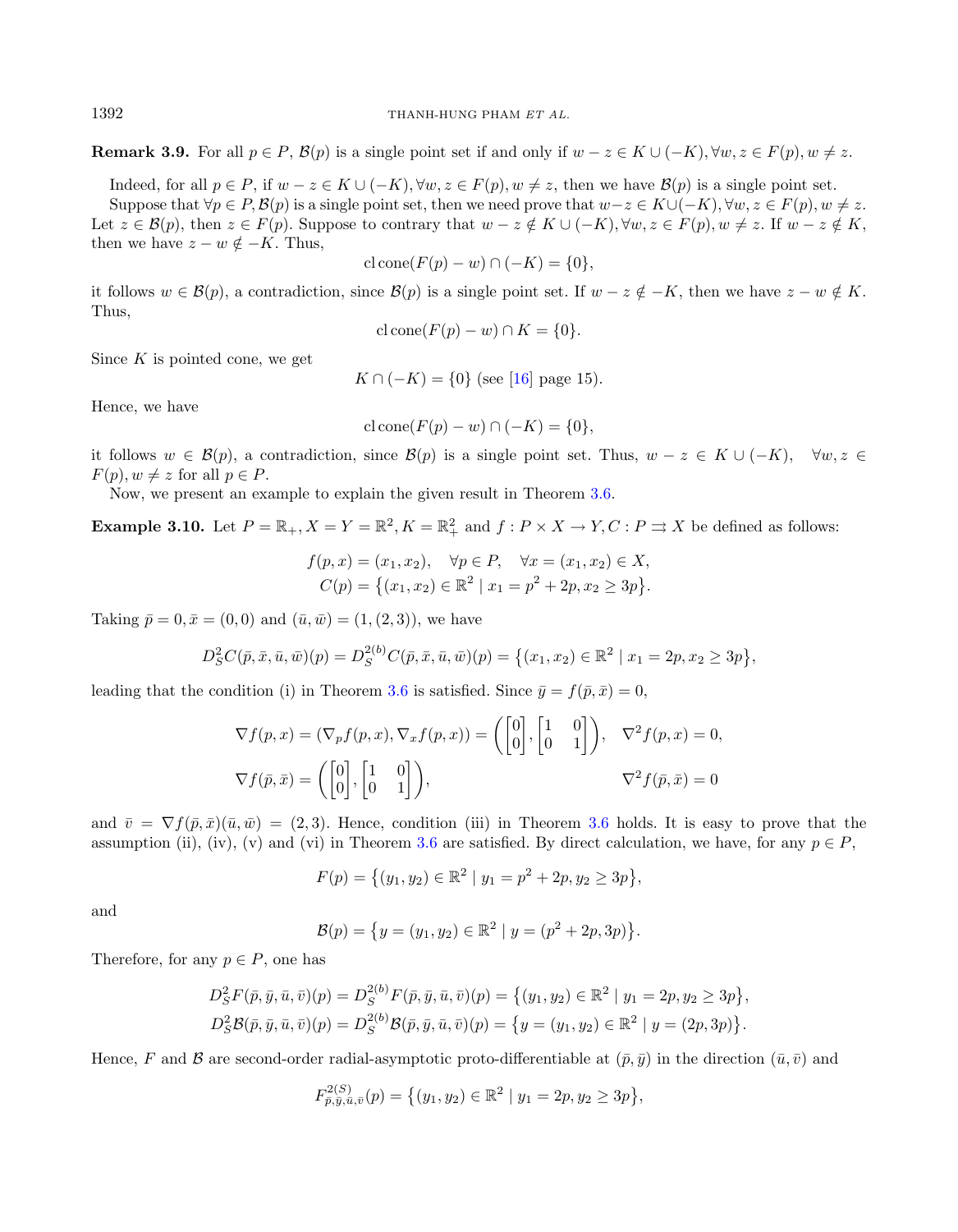**Remark 3.9.** For all $p \in P$, $\mathcal{B}(p)$ is a single point set if and only if $w - z \in K \cup (-K), \forall w, z \in F(p), w \neq z$.

Indeed, for all $p \in P$, if $w - z \in K \cup (-K), \forall w, z \in F(p), w \neq z$, then we have $\mathcal{B}(p)$ is a single point set.

Suppose that $\forall p \in P, \mathcal{B}(p)$ is a single point set, then we need prove that $w - z \in K \cup (-K), \forall w, z \in F(p), w \neq z$. Let $z \in \mathcal{B}(p)$, then $z \in F(p)$. Suppose to contrary that $w - z \notin K \cup (-K), \forall w, z \in F(p), w \neq z$. If $w - z \notin K$, then we have $z - w \notin -K$. Thus,

$$\operatorname{cl}\operatorname{cone}(F(p) - w) \cap (-K) = \{0\},$$

it follows $w \in \mathcal{B}(p)$, a contradiction, since $\mathcal{B}(p)$ is a single point set. If $w - z \notin -K$, then we have $z - w \notin K$. Thus,

$$\operatorname{cl}\operatorname{cone}(F(p) - w) \cap K = \{0\}.$$

Since $K$ is pointed cone, we get

$$K \cap (-K) = \{0\} \text{ (see [16] page 15).}$$

Hence, we have

$$\operatorname{cl}\operatorname{cone}(F(p) - w) \cap (-K) = \{0\},$$

it follows $w \in \mathcal{B}(p)$, a contradiction, since $\mathcal{B}(p)$ is a single point set. Thus, $w - z \in K \cup (-K), \quad \forall w, z \in F(p), w \neq z$ for all $p \in P$.

Now, we present an example to explain the given result in Theorem 3.6.

**Example 3.10.** Let $P = \mathbb{R}_+, X = Y = \mathbb{R}^2, K = \mathbb{R}^2_+$ and $f : P \times X \to Y, C : P \rightrightarrows X$ be defined as follows:

$$f(p, x) = (x_1, x_2), \quad \forall p \in P, \quad \forall x = (x_1, x_2) \in X,$$
$$C(p) = \{(x_1, x_2) \in \mathbb{R}^2 \mid x_1 = p^2 + 2p, x_2 \geq 3p\}.$$

Taking $\bar{p} = 0, \bar{x} = (0, 0)$ and $(\bar{u}, \bar{w}) = (1, (2, 3))$, we have

$$D^2_S C(\bar{p}, \bar{x}, \bar{u}, \bar{w})(p) = D^{2(b)}_S C(\bar{p}, \bar{x}, \bar{u}, \bar{w})(p) = \{(x_1, x_2) \in \mathbb{R}^2 \mid x_1 = 2p, x_2 \geq 3p\},$$

leading that the condition (i) in Theorem 3.6 is satisfied. Since $\bar{y} = f(\bar{p}, \bar{x}) = 0$,

$$\nabla f(p, x) = (\nabla_p f(p, x), \nabla_x f(p, x)) = \left( \begin{bmatrix} 0 \\ 0 \end{bmatrix}, \begin{bmatrix} 1 & 0 \\ 0 & 1 \end{bmatrix} \right), \quad \nabla^2 f(p, x) = 0,$$
$$\nabla f(\bar{p}, \bar{x}) = \left( \begin{bmatrix} 0 \\ 0 \end{bmatrix}, \begin{bmatrix} 1 & 0 \\ 0 & 1 \end{bmatrix} \right), \qquad \nabla^2 f(\bar{p}, \bar{x}) = 0$$

and $\bar{v} = \nabla f(\bar{p}, \bar{x})(\bar{u}, \bar{w}) = (2, 3)$. Hence, condition (iii) in Theorem 3.6 holds. It is easy to prove that the assumption (ii), (iv), (v) and (vi) in Theorem 3.6 are satisfied. By direct calculation, we have, for any $p \in P$,

$$F(p) = \{(y_1, y_2) \in \mathbb{R}^2 \mid y_1 = p^2 + 2p, y_2 \geq 3p\},$$

and

$$\mathcal{B}(p) = \{y = (y_1, y_2) \in \mathbb{R}^2 \mid y = (p^2 + 2p, 3p)\}.$$

Therefore, for any $p \in P$, one has

$$D^2_S F(\bar{p}, \bar{y}, \bar{u}, \bar{v})(p) = D^{2(b)}_S F(\bar{p}, \bar{y}, \bar{u}, \bar{v})(p) = \{(y_1, y_2) \in \mathbb{R}^2 \mid y_1 = 2p, y_2 \geq 3p\},$$
$$D^2_S \mathcal{B}(\bar{p}, \bar{y}, \bar{u}, \bar{v})(p) = D^{2(b)}_S \mathcal{B}(\bar{p}, \bar{y}, \bar{u}, \bar{v})(p) = \{y = (y_1, y_2) \in \mathbb{R}^2 \mid y = (2p, 3p)\}.$$

Hence, $F$ and $\mathcal{B}$ are second-order radial-asymptotic proto-differentiable at $(\bar{p}, \bar{y})$ in the direction $(\bar{u}, \bar{v})$ and

$$F^{2(S)}_{\bar{p}, \bar{y}, \bar{u}, \bar{v}}(p) = \{(y_1, y_2) \in \mathbb{R}^2 \mid y_1 = 2p, y_2 \geq 3p\},$$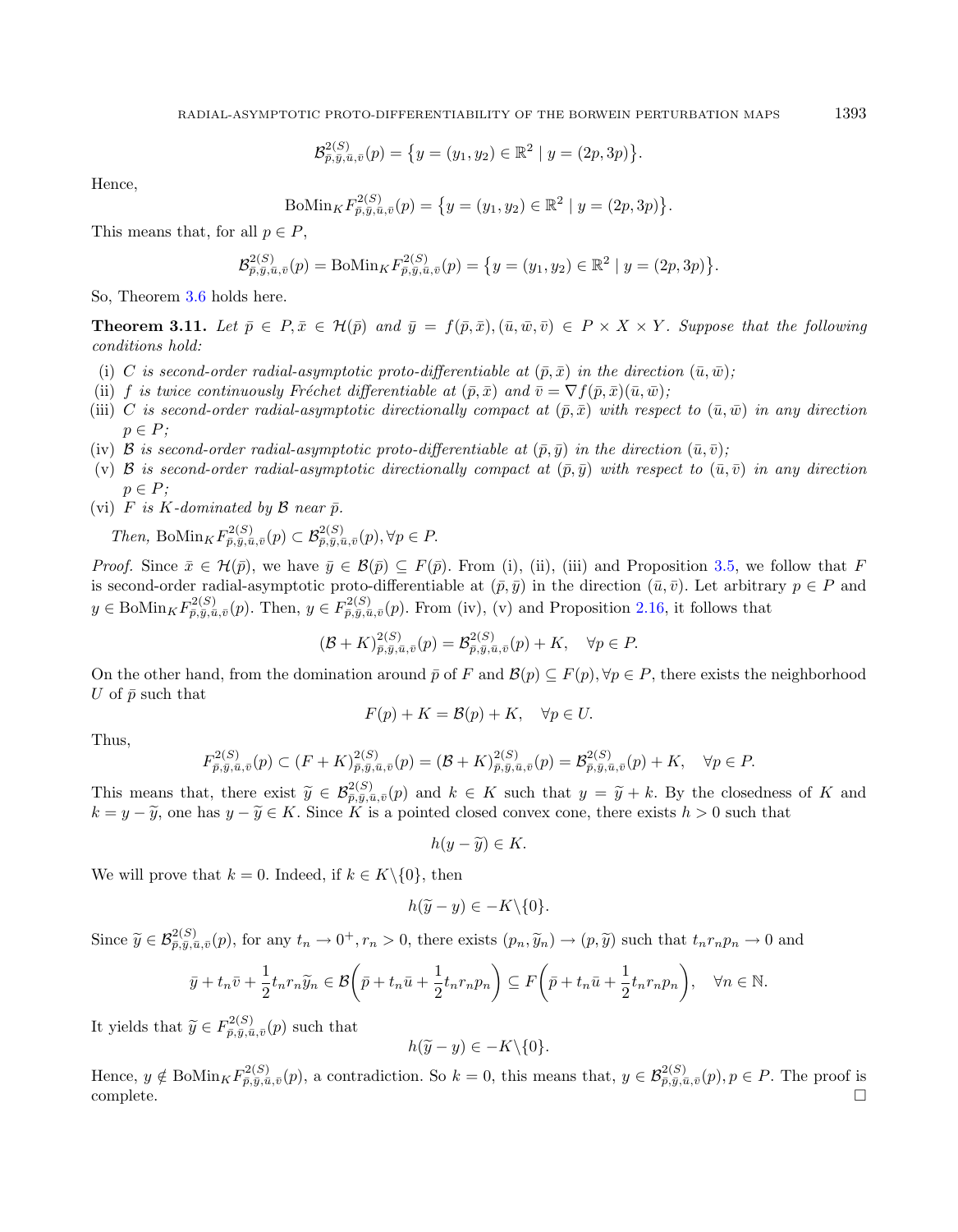$$\mathcal{B}^{2(S)}_{\bar p,\bar y,\bar u,\bar v}(p) = \{y = (y_1, y_2) \in \mathbb{R}^2 \mid y = (2p, 3p)\}.$$

Hence,

$$\mathrm{BoMin}_K F^{2(S)}_{\bar p,\bar y,\bar u,\bar v}(p) = \{y = (y_1, y_2) \in \mathbb{R}^2 \mid y = (2p, 3p)\}.$$

This means that, for all $p \in P$,

$$\mathcal{B}^{2(S)}_{\bar p,\bar y,\bar u,\bar v}(p) = \mathrm{BoMin}_K F^{2(S)}_{\bar p,\bar y,\bar u,\bar v}(p) = \{y = (y_1, y_2) \in \mathbb{R}^2 \mid y = (2p, 3p)\}.$$

So, Theorem 3.6 holds here.

**Theorem 3.11.** *Let $\bar p \in P, \bar x \in \mathcal{H}(\bar p)$ and $\bar y = f(\bar p, \bar x), (\bar u, \bar w, \bar v) \in P \times X \times Y$. Suppose that the following conditions hold:*

(i) *$C$ is second-order radial-asymptotic proto-differentiable at $(\bar p, \bar x)$ in the direction $(\bar u, \bar w)$;*
(ii) *$f$ is twice continuously Fréchet differentiable at $(\bar p, \bar x)$ and $\bar v = \nabla f(\bar p, \bar x)(\bar u, \bar w)$;*
(iii) *$C$ is second-order radial-asymptotic directionally compact at $(\bar p, \bar x)$ with respect to $(\bar u, \bar w)$ in any direction $p \in P$;*
(iv) *$\mathcal{B}$ is second-order radial-asymptotic proto-differentiable at $(\bar p, \bar y)$ in the direction $(\bar u, \bar v)$;*
(v) *$\mathcal{B}$ is second-order radial-asymptotic directionally compact at $(\bar p, \bar y)$ with respect to $(\bar u, \bar v)$ in any direction $p \in P$;*
(vi) *$F$ is $K$-dominated by $\mathcal{B}$ near $\bar p$.*

*Then,* $\mathrm{BoMin}_K F^{2(S)}_{\bar p,\bar y,\bar u,\bar v}(p) \subset \mathcal{B}^{2(S)}_{\bar p,\bar y,\bar u,\bar v}(p), \forall p \in P$.

*Proof.* Since $\bar x \in \mathcal{H}(\bar p)$, we have $\bar y \in \mathcal{B}(\bar p) \subseteq F(\bar p)$. From (i), (ii), (iii) and Proposition 3.5, we follow that $F$ is second-order radial-asymptotic proto-differentiable at $(\bar p, \bar y)$ in the direction $(\bar u, \bar v)$. Let arbitrary $p \in P$ and $y \in \mathrm{BoMin}_K F^{2(S)}_{\bar p,\bar y,\bar u,\bar v}(p)$. Then, $y \in F^{2(S)}_{\bar p,\bar y,\bar u,\bar v}(p)$. From (iv), (v) and Proposition 2.16, it follows that

$$(\mathcal{B} + K)^{2(S)}_{\bar p,\bar y,\bar u,\bar v}(p) = \mathcal{B}^{2(S)}_{\bar p,\bar y,\bar u,\bar v}(p) + K, \quad \forall p \in P.$$

On the other hand, from the domination around $\bar p$ of $F$ and $\mathcal{B}(p) \subseteq F(p), \forall p \in P$, there exists the neighborhood $U$ of $\bar p$ such that

$$F(p) + K = \mathcal{B}(p) + K, \quad \forall p \in U.$$

Thus,

$$F^{2(S)}_{\bar p,\bar y,\bar u,\bar v}(p) \subset (F + K)^{2(S)}_{\bar p,\bar y,\bar u,\bar v}(p) = (\mathcal{B} + K)^{2(S)}_{\bar p,\bar y,\bar u,\bar v}(p) = \mathcal{B}^{2(S)}_{\bar p,\bar y,\bar u,\bar v}(p) + K, \quad \forall p \in P.$$

This means that, there exist $\widetilde y \in \mathcal{B}^{2(S)}_{\bar p,\bar y,\bar u,\bar v}(p)$ and $k \in K$ such that $y = \widetilde y + k$. By the closedness of $K$ and $k = y - \widetilde y$, one has $y - \widetilde y \in K$. Since $K$ is a pointed closed convex cone, there exists $h > 0$ such that

$$h(y - \widetilde y) \in K.$$

We will prove that $k = 0$. Indeed, if $k \in K \backslash \{0\}$, then

$$h(\widetilde y - y) \in -K \backslash \{0\}.$$

Since $\widetilde y \in \mathcal{B}^{2(S)}_{\bar p,\bar y,\bar u,\bar v}(p)$, for any $t_n \to 0^+, r_n > 0$, there exists $(p_n, \widetilde y_n) \to (p, \widetilde y)$ such that $t_n r_n p_n \to 0$ and

$$\bar y + t_n \bar v + \frac{1}{2} t_n r_n \widetilde y_n \in \mathcal{B}\left(\bar p + t_n \bar u + \frac{1}{2} t_n r_n p_n\right) \subseteq F\left(\bar p + t_n \bar u + \frac{1}{2} t_n r_n p_n\right), \quad \forall n \in \mathbb{N}.$$

It yields that $\widetilde y \in F^{2(S)}_{\bar p,\bar y,\bar u,\bar v}(p)$ such that

$$h(\widetilde y - y) \in -K \backslash \{0\}.$$

Hence, $y \notin \mathrm{BoMin}_K F^{2(S)}_{\bar p,\bar y,\bar u,\bar v}(p)$, a contradiction. So $k = 0$, this means that, $y \in \mathcal{B}^{2(S)}_{\bar p,\bar y,\bar u,\bar v}(p), p \in P$. The proof is complete. □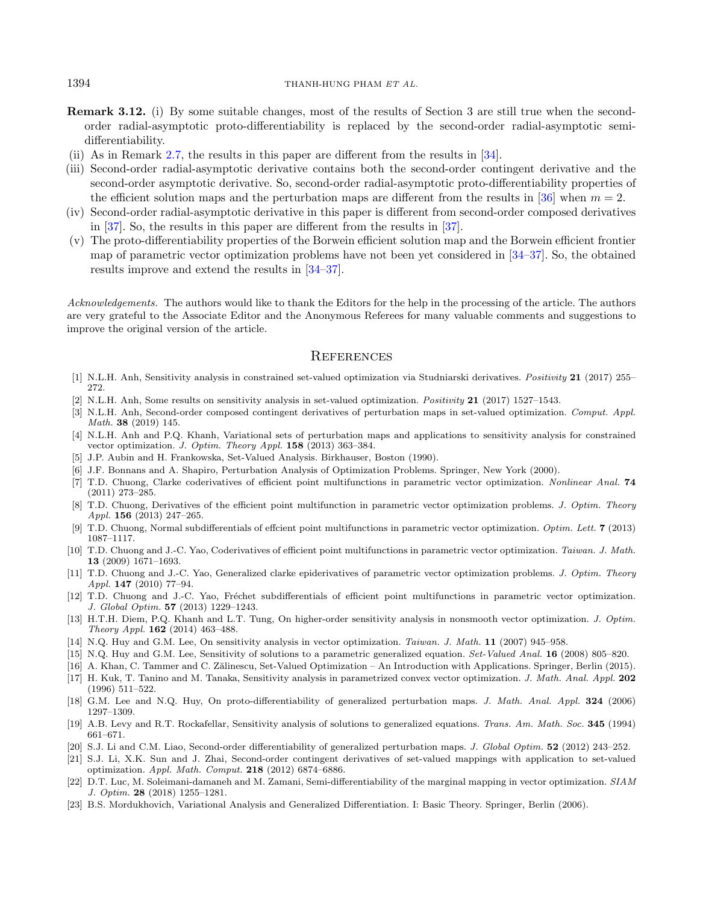**Remark 3.12.** (i) By some suitable changes, most of the results of Section 3 are still true when the second-order radial-asymptotic proto-differentiability is replaced by the second-order radial-asymptotic semi-differentiability.

(ii) As in Remark 2.7, the results in this paper are different from the results in [34].

(iii) Second-order radial-asymptotic derivative contains both the second-order contingent derivative and the second-order asymptotic derivative. So, second-order radial-asymptotic proto-differentiability properties of the efficient solution maps and the perturbation maps are different from the results in [36] when $m = 2$.

(iv) Second-order radial-asymptotic derivative in this paper is different from second-order composed derivatives in [37]. So, the results in this paper are different from the results in [37].

(v) The proto-differentiability properties of the Borwein efficient solution map and the Borwein efficient frontier map of parametric vector optimization problems have not been yet considered in [34–37]. So, the obtained results improve and extend the results in [34–37].

*Acknowledgements.* The authors would like to thank the Editors for the help in the processing of the article. The authors are very grateful to the Associate Editor and the Anonymous Referees for many valuable comments and suggestions to improve the original version of the article.

## References

[1] N.L.H. Anh, Sensitivity analysis in constrained set-valued optimization via Studniarski derivatives. *Positivity* **21** (2017) 255–272.

[2] N.L.H. Anh, Some results on sensitivity analysis in set-valued optimization. *Positivity* **21** (2017) 1527–1543.

[3] N.L.H. Anh, Second-order composed contingent derivatives of perturbation maps in set-valued optimization. *Comput. Appl. Math.* **38** (2019) 145.

[4] N.L.H. Anh and P.Q. Khanh, Variational sets of perturbation maps and applications to sensitivity analysis for constrained vector optimization. *J. Optim. Theory Appl.* **158** (2013) 363–384.

[5] J.P. Aubin and H. Frankowska, Set-Valued Analysis. Birkhauser, Boston (1990).

[6] J.F. Bonnans and A. Shapiro, Perturbation Analysis of Optimization Problems. Springer, New York (2000).

[7] T.D. Chuong, Clarke coderivatives of efficient point multifunctions in parametric vector optimization. *Nonlinear Anal.* **74** (2011) 273–285.

[8] T.D. Chuong, Derivatives of the efficient point multifunction in parametric vector optimization problems. *J. Optim. Theory Appl.* **156** (2013) 247–265.

[9] T.D. Chuong, Normal subdifferentials of effcient point multifunctions in parametric vector optimization. *Optim. Lett.* **7** (2013) 1087–1117.

[10] T.D. Chuong and J.-C. Yao, Coderivatives of efficient point multifunctions in parametric vector optimization. *Taiwan. J. Math.* **13** (2009) 1671–1693.

[11] T.D. Chuong and J.-C. Yao, Generalized clarke epiderivatives of parametric vector optimization problems. *J. Optim. Theory Appl.* **147** (2010) 77–94.

[12] T.D. Chuong and J.-C. Yao, Fréchet subdifferentials of efficient point multifunctions in parametric vector optimization. *J. Global Optim.* **57** (2013) 1229–1243.

[13] H.T.H. Diem, P.Q. Khanh and L.T. Tung, On higher-order sensitivity analysis in nonsmooth vector optimization. *J. Optim. Theory Appl.* **162** (2014) 463–488.

[14] N.Q. Huy and G.M. Lee, On sensitivity analysis in vector optimization. *Taiwan. J. Math.* **11** (2007) 945–958.

[15] N.Q. Huy and G.M. Lee, Sensitivity of solutions to a parametric generalized equation. *Set-Valued Anal.* **16** (2008) 805–820.

[16] A. Khan, C. Tammer and C. Zălinescu, Set-Valued Optimization – An Introduction with Applications. Springer, Berlin (2015).

[17] H. Kuk, T. Tanino and M. Tanaka, Sensitivity analysis in parametrized convex vector optimization. *J. Math. Anal. Appl.* **202** (1996) 511–522.

[18] G.M. Lee and N.Q. Huy, On proto-differentiability of generalized perturbation maps. *J. Math. Anal. Appl.* **324** (2006) 1297–1309.

[19] A.B. Levy and R.T. Rockafellar, Sensitivity analysis of solutions to generalized equations. *Trans. Am. Math. Soc.* **345** (1994) 661–671.

[20] S.J. Li and C.M. Liao, Second-order differentiability of generalized perturbation maps. *J. Global Optim.* **52** (2012) 243–252.

[21] S.J. Li, X.K. Sun and J. Zhai, Second-order contingent derivatives of set-valued mappings with application to set-valued optimization. *Appl. Math. Comput.* **218** (2012) 6874–6886.

[22] D.T. Luc, M. Soleimani-damaneh and M. Zamani, Semi-differentiability of the marginal mapping in vector optimization. *SIAM J. Optim.* **28** (2018) 1255–1281.

[23] B.S. Mordukhovich, Variational Analysis and Generalized Differentiation. I: Basic Theory. Springer, Berlin (2006).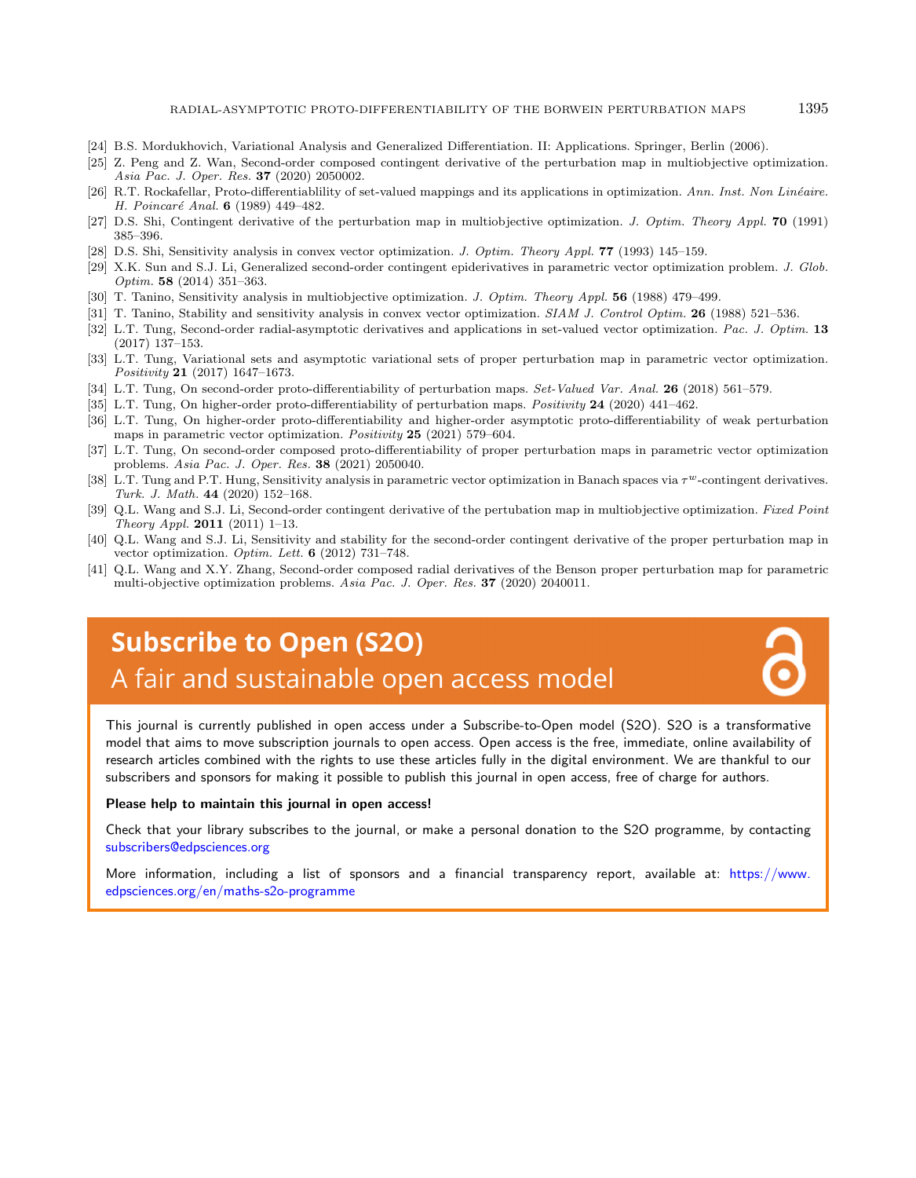[24] B.S. Mordukhovich, Variational Analysis and Generalized Differentiation. II: Applications. Springer, Berlin (2006).

[25] Z. Peng and Z. Wan, Second-order composed contingent derivative of the perturbation map in multiobjective optimization. *Asia Pac. J. Oper. Res.* **37** (2020) 2050002.

[26] R.T. Rockafellar, Proto-differentiablility of set-valued mappings and its applications in optimization. *Ann. Inst. Non Linéaire. H. Poincaré Anal.* **6** (1989) 449–482.

[27] D.S. Shi, Contingent derivative of the perturbation map in multiobjective optimization. *J. Optim. Theory Appl.* **70** (1991) 385–396.

[28] D.S. Shi, Sensitivity analysis in convex vector optimization. *J. Optim. Theory Appl.* **77** (1993) 145–159.

[29] X.K. Sun and S.J. Li, Generalized second-order contingent epiderivatives in parametric vector optimization problem. *J. Glob. Optim.* **58** (2014) 351–363.

[30] T. Tanino, Sensitivity analysis in multiobjective optimization. *J. Optim. Theory Appl.* **56** (1988) 479–499.

[31] T. Tanino, Stability and sensitivity analysis in convex vector optimization. *SIAM J. Control Optim.* **26** (1988) 521–536.

[32] L.T. Tung, Second-order radial-asymptotic derivatives and applications in set-valued vector optimization. *Pac. J. Optim.* **13** (2017) 137–153.

[33] L.T. Tung, Variational sets and asymptotic variational sets of proper perturbation map in parametric vector optimization. *Positivity* **21** (2017) 1647–1673.

[34] L.T. Tung, On second-order proto-differentiability of perturbation maps. *Set-Valued Var. Anal.* **26** (2018) 561–579.

[35] L.T. Tung, On higher-order proto-differentiability of perturbation maps. *Positivity* **24** (2020) 441–462.

[36] L.T. Tung, On higher-order proto-differentiability and higher-order asymptotic proto-differentiability of weak perturbation maps in parametric vector optimization. *Positivity* **25** (2021) 579–604.

[37] L.T. Tung, On second-order composed proto-differentiability of proper perturbation maps in parametric vector optimization problems. *Asia Pac. J. Oper. Res.* **38** (2021) 2050040.

[38] L.T. Tung and P.T. Hung, Sensitivity analysis in parametric vector optimization in Banach spaces via $\tau^w$-contingent derivatives. *Turk. J. Math.* **44** (2020) 152–168.

[39] Q.L. Wang and S.J. Li, Second-order contingent derivative of the pertubation map in multiobjective optimization. *Fixed Point Theory Appl.* **2011** (2011) 1–13.

[40] Q.L. Wang and S.J. Li, Sensitivity and stability for the second-order contingent derivative of the proper perturbation map in vector optimization. *Optim. Lett.* **6** (2012) 731–748.

[41] Q.L. Wang and X.Y. Zhang, Second-order composed radial derivatives of the Benson proper perturbation map for parametric multi-objective optimization problems. *Asia Pac. J. Oper. Res.* **37** (2020) 2040011.

## Subscribe to Open (S2O)

A fair and sustainable open access model

This journal is currently published in open access under a Subscribe-to-Open model (S2O). S2O is a transformative model that aims to move subscription journals to open access. Open access is the free, immediate, online availability of research articles combined with the rights to use these articles fully in the digital environment. We are thankful to our subscribers and sponsors for making it possible to publish this journal in open access, free of charge for authors.

**Please help to maintain this journal in open access!**

Check that your library subscribes to the journal, or make a personal donation to the S2O programme, by contacting subscribers@edpsciences.org

More information, including a list of sponsors and a financial transparency report, available at: https://www.edpsciences.org/en/maths-s2o-programme